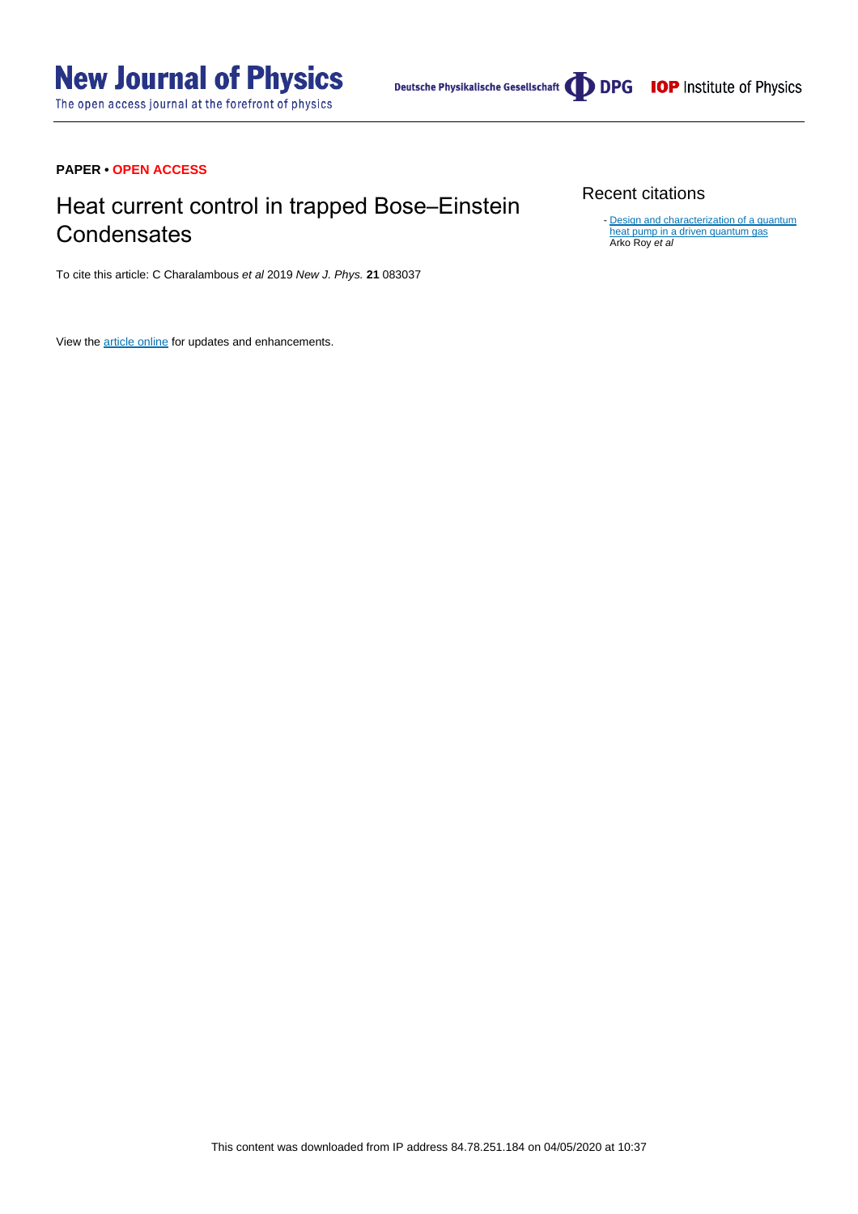**PAPER • OPEN ACCESS**

# Heat current control in trapped Bose–Einstein Condensates

To cite this article: C Charalambous *et al* 2019 *New J. Phys.* **21** 083037

View the article online for updates and enhancements.

## Recent citations

- Design and characterization of a quantum heat pump in a driven quantum gas
Arko Roy *et al*

This content was downloaded from IP address 84.78.251.184 on 04/05/2020 at 10:37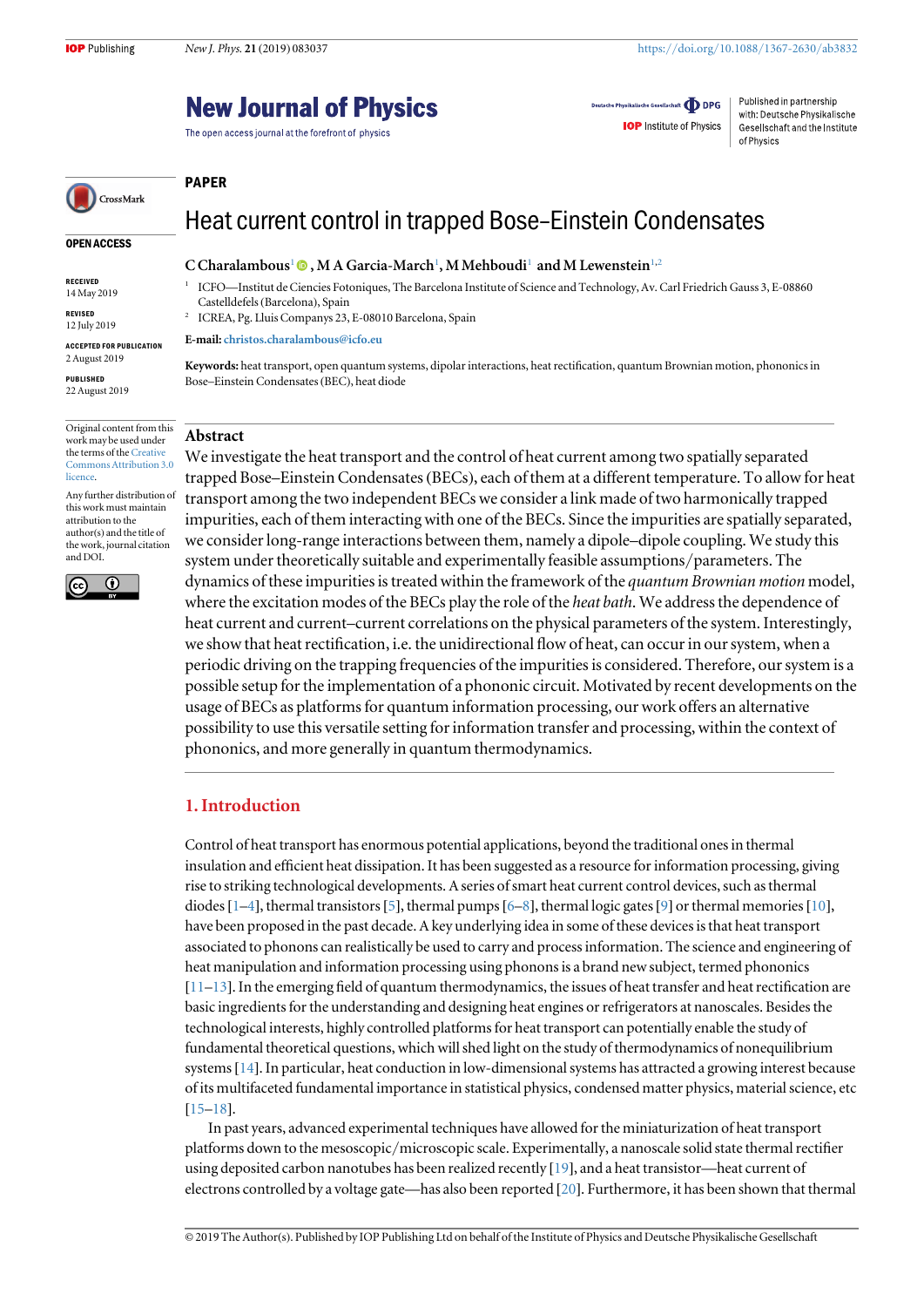PAPER

# Heat current control in trapped Bose–Einstein Condensates

**C Charalambous**[1], **M A Garcia-March**[1], **M Mehboudi**[1] **and M Lewenstein**[1,2]

[1] ICFO—Institut de Ciencies Fotoniques, The Barcelona Institute of Science and Technology, Av. Carl Friedrich Gauss 3, E-08860 Castelldefels (Barcelona), Spain

[2] ICREA, Pg. Lluis Companys 23, E-08010 Barcelona, Spain

**E-mail:** christos.charalambous@icfo.eu

**Keywords:** heat transport, open quantum systems, dipolar interactions, heat rectification, quantum Brownian motion, phononics in Bose–Einstein Condensates (BEC), heat diode

OPEN ACCESS

RECEIVED
14 May 2019

REVISED
12 July 2019

ACCEPTED FOR PUBLICATION
2 August 2019

PUBLISHED
22 August 2019

Original content from this work may be used under the terms of the Creative Commons Attribution 3.0 licence.

Any further distribution of this work must maintain attribution to the author(s) and the title of the work, journal citation and DOI.

## Abstract

We investigate the heat transport and the control of heat current among two spatially separated trapped Bose–Einstein Condensates (BECs), each of them at a different temperature. To allow for heat transport among the two independent BECs we consider a link made of two harmonically trapped impurities, each of them interacting with one of the BECs. Since the impurities are spatially separated, we consider long-range interactions between them, namely a dipole–dipole coupling. We study this system under theoretically suitable and experimentally feasible assumptions/parameters. The dynamics of these impurities is treated within the framework of the *quantum Brownian motion* model, where the excitation modes of the BECs play the role of the *heat bath*. We address the dependence of heat current and current–current correlations on the physical parameters of the system. Interestingly, we show that heat rectification, i.e. the unidirectional flow of heat, can occur in our system, when a periodic driving on the trapping frequencies of the impurities is considered. Therefore, our system is a possible setup for the implementation of a phononic circuit. Motivated by recent developments on the usage of BECs as platforms for quantum information processing, our work offers an alternative possibility to use this versatile setting for information transfer and processing, within the context of phononics, and more generally in quantum thermodynamics.

## 1. Introduction

Control of heat transport has enormous potential applications, beyond the traditional ones in thermal insulation and efficient heat dissipation. It has been suggested as a resource for information processing, giving rise to striking technological developments. A series of smart heat current control devices, such as thermal diodes [1–4], thermal transistors [5], thermal pumps [6–8], thermal logic gates [9] or thermal memories [10], have been proposed in the past decade. A key underlying idea in some of these devices is that heat transport associated to phonons can realistically be used to carry and process information. The science and engineering of heat manipulation and information processing using phonons is a brand new subject, termed phononics [11–13]. In the emerging field of quantum thermodynamics, the issues of heat transfer and heat rectification are basic ingredients for the understanding and designing heat engines or refrigerators at nanoscales. Besides the technological interests, highly controlled platforms for heat transport can potentially enable the study of fundamental theoretical questions, which will shed light on the study of thermodynamics of nonequilibrium systems [14]. In particular, heat conduction in low-dimensional systems has attracted a growing interest because of its multifaceted fundamental importance in statistical physics, condensed matter physics, material science, etc [15–18].

In past years, advanced experimental techniques have allowed for the miniaturization of heat transport platforms down to the mesoscopic/microscopic scale. Experimentally, a nanoscale solid state thermal rectifier using deposited carbon nanotubes has been realized recently [19], and a heat transistor—heat current of electrons controlled by a voltage gate—has also been reported [20]. Furthermore, it has been shown that thermal

© 2019 The Author(s). Published by IOP Publishing Ltd on behalf of the Institute of Physics and Deutsche Physikalische Gesellschaft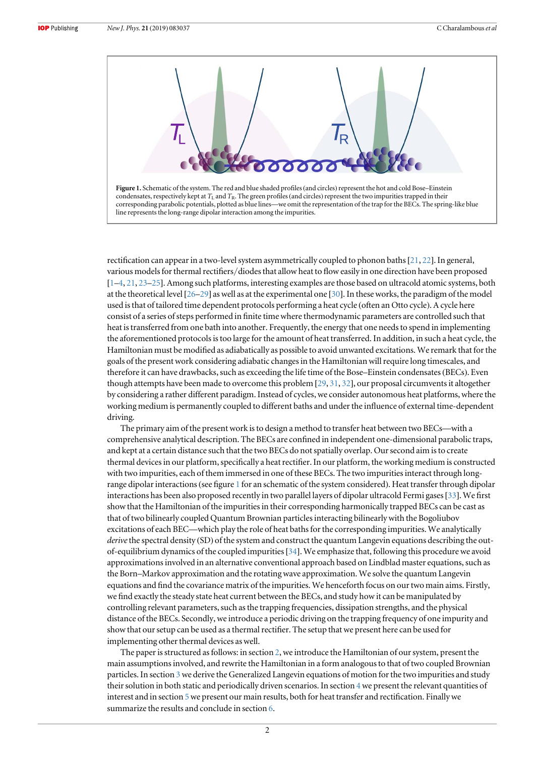**Figure 1.** Schematic of the system. The red and blue shaded profiles (and circles) represent the hot and cold Bose–Einstein condensates, respectively kept at $T_L$ and $T_R$. The green profiles (and circles) represent the two impurities trapped in their corresponding parabolic potentials, plotted as blue lines—we omit the representation of the trap for the BECs. The spring-like blue line represents the long-range dipolar interaction among the impurities.

rectification can appear in a two-level system asymmetrically coupled to phonon baths [21, 22]. In general, various models for thermal rectifiers/diodes that allow heat to flow easily in one direction have been proposed [1–4, 21, 23–25]. Among such platforms, interesting examples are those based on ultracold atomic systems, both at the theoretical level [26–29] as well as at the experimental one [30]. In these works, the paradigm of the model used is that of tailored time dependent protocols performing a heat cycle (often an Otto cycle). A cycle here consist of a series of steps performed in finite time where thermodynamic parameters are controlled such that heat is transferred from one bath into another. Frequently, the energy that one needs to spend in implementing the aforementioned protocols is too large for the amount of heat transferred. In addition, in such a heat cycle, the Hamiltonian must be modified as adiabatically as possible to avoid unwanted excitations. We remark that for the goals of the present work considering adiabatic changes in the Hamiltonian will require long timescales, and therefore it can have drawbacks, such as exceeding the life time of the Bose–Einstein condensates (BECs). Even though attempts have been made to overcome this problem [29, 31, 32], our proposal circumvents it altogether by considering a rather different paradigm. Instead of cycles, we consider autonomous heat platforms, where the working medium is permanently coupled to different baths and under the influence of external time-dependent driving.

The primary aim of the present work is to design a method to transfer heat between two BECs—with a comprehensive analytical description. The BECs are confined in independent one-dimensional parabolic traps, and kept at a certain distance such that the two BECs do not spatially overlap. Our second aim is to create thermal devices in our platform, specifically a heat rectifier. In our platform, the working medium is constructed with two impurities, each of them immersed in one of these BECs. The two impurities interact through long-range dipolar interactions (see figure 1 for an schematic of the system considered). Heat transfer through dipolar interactions has been also proposed recently in two parallel layers of dipolar ultracold Fermi gases [33]. We first show that the Hamiltonian of the impurities in their corresponding harmonically trapped BECs can be cast as that of two bilinearly coupled Quantum Brownian particles interacting bilinearly with the Bogoliubov excitations of each BEC—which play the role of heat baths for the corresponding impurities. We analytically *derive* the spectral density (SD) of the system and construct the quantum Langevin equations describing the out-of-equilibrium dynamics of the coupled impurities [34]. We emphasize that, following this procedure we avoid approximations involved in an alternative conventional approach based on Lindblad master equations, such as the Born–Markov approximation and the rotating wave approximation. We solve the quantum Langevin equations and find the covariance matrix of the impurities. We henceforth focus on our two main aims. Firstly, we find exactly the steady state heat current between the BECs, and study how it can be manipulated by controlling relevant parameters, such as the trapping frequencies, dissipation strengths, and the physical distance of the BECs. Secondly, we introduce a periodic driving on the trapping frequency of one impurity and show that our setup can be used as a thermal rectifier. The setup that we present here can be used for implementing other thermal devices as well.

The paper is structured as follows: in section 2, we introduce the Hamiltonian of our system, present the main assumptions involved, and rewrite the Hamiltonian in a form analogous to that of two coupled Brownian particles. In section 3 we derive the Generalized Langevin equations of motion for the two impurities and study their solution in both static and periodically driven scenarios. In section 4 we present the relevant quantities of interest and in section 5 we present our main results, both for heat transfer and rectification. Finally we summarize the results and conclude in section 6.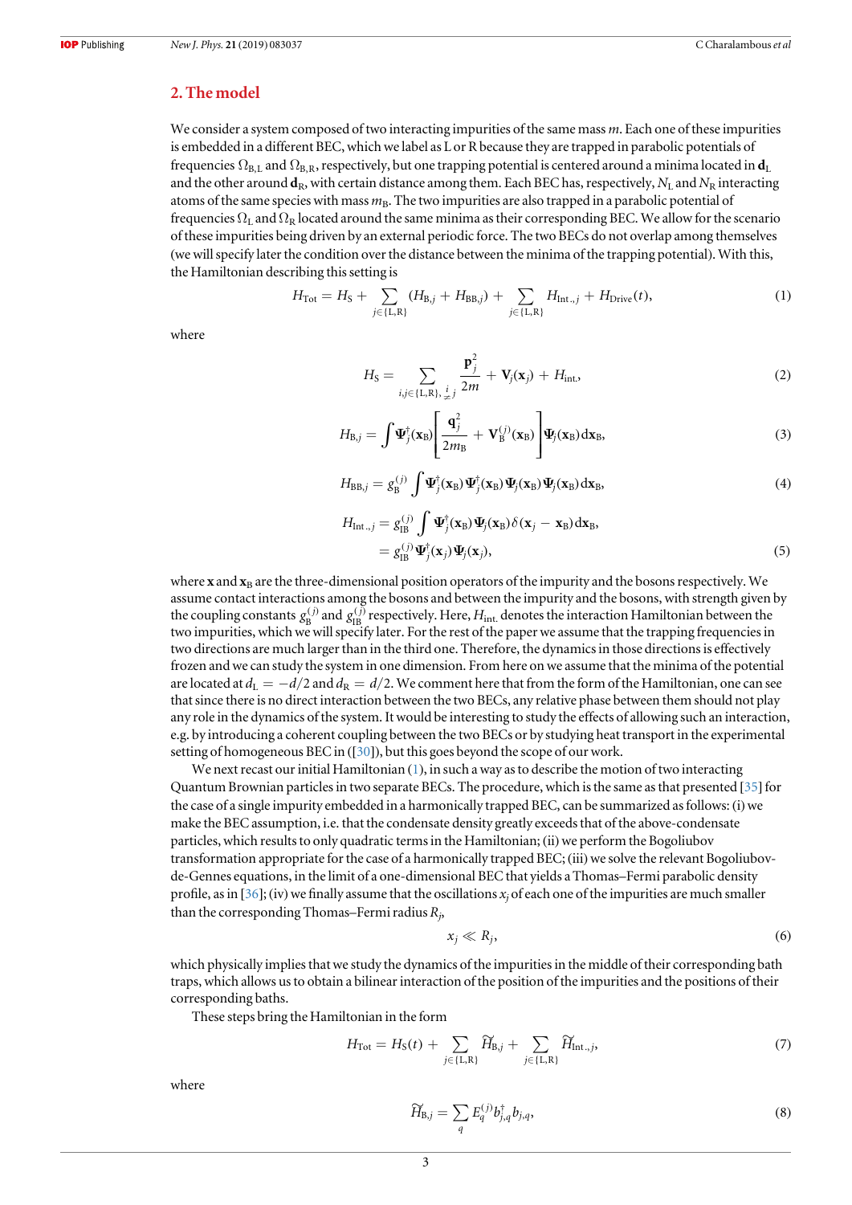## 2. The model

We consider a system composed of two interacting impurities of the same mass $m$. Each one of these impurities is embedded in a different BEC, which we label as L or R because they are trapped in parabolic potentials of frequencies $\Omega_{\mathrm{B,L}}$ and $\Omega_{\mathrm{B,R}}$, respectively, but one trapping potential is centered around a minima located in $\mathbf{d}_{\mathrm{L}}$ and the other around $\mathbf{d}_{\mathrm{R}}$, with certain distance among them. Each BEC has, respectively, $N_{\mathrm{L}}$ and $N_{\mathrm{R}}$ interacting atoms of the same species with mass $m_{\mathrm{B}}$. The two impurities are also trapped in a parabolic potential of frequencies $\Omega_{\mathrm{L}}$ and $\Omega_{\mathrm{R}}$ located around the same minima as their corresponding BEC. We allow for the scenario of these impurities being driven by an external periodic force. The two BECs do not overlap among themselves (we will specify later the condition over the distance between the minima of the trapping potential). With this, the Hamiltonian describing this setting is

$$H_{\mathrm{Tot}} = H_{\mathrm{S}} + \sum_{j\in\{\mathrm{L,R}\}} (H_{\mathrm{B},j} + H_{\mathrm{BB},j}) + \sum_{j\in\{\mathrm{L,R}\}} H_{\mathrm{Int.},j} + H_{\mathrm{Drive}}(t), \tag{1}$$

where

$$H_{\mathrm{S}} = \sum_{i,j\in\{\mathrm{L,R}\},\, i\neq j} \frac{\mathbf{p}_j^2}{2m} + \mathbf{V}_j(\mathbf{x}_j) + H_{\mathrm{int}}, \tag{2}$$

$$H_{\mathrm{B},j} = \int \Psi_j^{\dagger}(\mathbf{x}_{\mathrm{B}}) \left[ \frac{\mathbf{q}_j^2}{2m_{\mathrm{B}}} + \mathbf{V}_{\mathrm{B}}^{(j)}(\mathbf{x}_{\mathrm{B}}) \right] \Psi_j(\mathbf{x}_{\mathrm{B}}) \mathrm{d}\mathbf{x}_{\mathrm{B}}, \tag{3}$$

$$H_{\mathrm{BB},j} = g_{\mathrm{B}}^{(j)} \int \Psi_j^{\dagger}(\mathbf{x}_{\mathrm{B}}) \Psi_j^{\dagger}(\mathbf{x}_{\mathrm{B}}) \Psi_j(\mathbf{x}_{\mathrm{B}}) \Psi_j(\mathbf{x}_{\mathrm{B}}) \mathrm{d}\mathbf{x}_{\mathrm{B}}, \tag{4}$$

$$\begin{aligned} H_{\mathrm{Int.},j} &= g_{\mathrm{IB}}^{(j)} \int \Psi_j^{\dagger}(\mathbf{x}_{\mathrm{B}}) \Psi_j(\mathbf{x}_{\mathrm{B}}) \delta(\mathbf{x}_j - \mathbf{x}_{\mathrm{B}}) \mathrm{d}\mathbf{x}_{\mathrm{B}}, \\ &= g_{\mathrm{IB}}^{(j)} \Psi_j^{\dagger}(\mathbf{x}_j) \Psi_j(\mathbf{x}_j), \end{aligned} \tag{5}$$

where $\mathbf{x}$ and $\mathbf{x}_{\mathrm{B}}$ are the three-dimensional position operators of the impurity and the bosons respectively. We assume contact interactions among the bosons and between the impurity and the bosons, with strength given by the coupling constants $g_{\mathrm{B}}^{(j)}$ and $g_{\mathrm{IB}}^{(j)}$ respectively. Here, $H_{\mathrm{int.}}$ denotes the interaction Hamiltonian between the two impurities, which we will specify later. For the rest of the paper we assume that the trapping frequencies in two directions are much larger than in the third one. Therefore, the dynamics in those directions is effectively frozen and we can study the system in one dimension. From here on we assume that the minima of the potential are located at $d_{\mathrm{L}} = -d/2$ and $d_{\mathrm{R}} = d/2$. We comment here that from the form of the Hamiltonian, one can see that since there is no direct interaction between the two BECs, any relative phase between them should not play any role in the dynamics of the system. It would be interesting to study the effects of allowing such an interaction, e.g. by introducing a coherent coupling between the two BECs or by studying heat transport in the experimental setting of homogeneous BEC in ([30]), but this goes beyond the scope of our work.

We next recast our initial Hamiltonian (1), in such a way as to describe the motion of two interacting Quantum Brownian particles in two separate BECs. The procedure, which is the same as that presented [35] for the case of a single impurity embedded in a harmonically trapped BEC, can be summarized as follows: (i) we make the BEC assumption, i.e. that the condensate density greatly exceeds that of the above-condensate particles, which results to only quadratic terms in the Hamiltonian; (ii) we perform the Bogoliubov transformation appropriate for the case of a harmonically trapped BEC; (iii) we solve the relevant Bogoliubov-de-Gennes equations, in the limit of a one-dimensional BEC that yields a Thomas–Fermi parabolic density profile, as in [36]; (iv) we finally assume that the oscillations $x_j$ of each one of the impurities are much smaller than the corresponding Thomas–Fermi radius $R_j$,

$$x_j \ll R_j, \tag{6}$$

which physically implies that we study the dynamics of the impurities in the middle of their corresponding bath traps, which allows us to obtain a bilinear interaction of the position of the impurities and the positions of their corresponding baths.

These steps bring the Hamiltonian in the form

$$H_{\mathrm{Tot}} = H_{\mathrm{S}}(t) + \sum_{j\in\{\mathrm{L,R}\}} \widetilde{H}_{\mathrm{B},j} + \sum_{j\in\{\mathrm{L,R}\}} \widetilde{H}_{\mathrm{Int.},j}, \tag{7}$$

where

$$\widetilde{H}_{\mathrm{B},j} = \sum_q E_q^{(j)} b_{j,q}^{\dagger} b_{j,q}, \tag{8}$$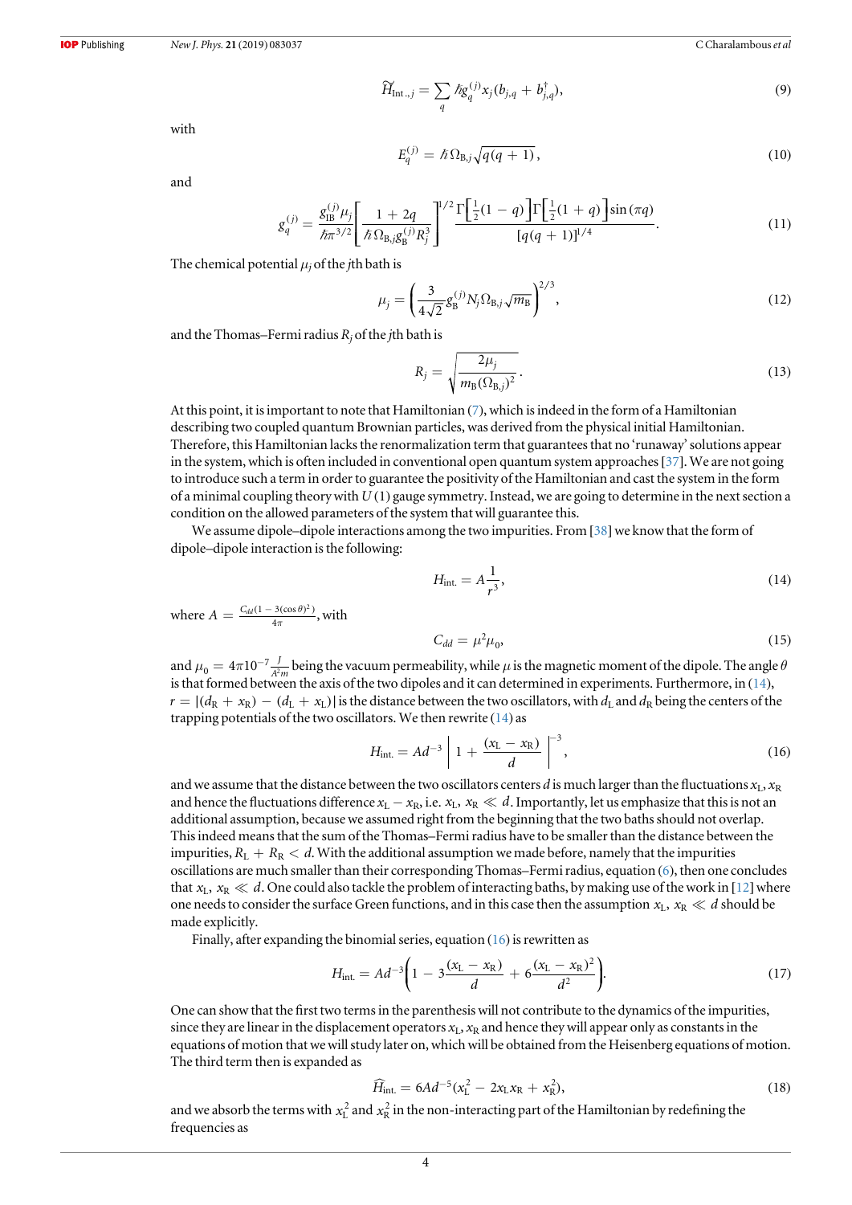$$\widetilde{H}_{\text{Int.},j} = \sum_q \hbar g_q^{(j)} x_j (b_{j,q} + b_{j,q}^{\dagger}), \tag{9}$$

with

$$E_q^{(j)} = \hbar \Omega_{\text{B},j} \sqrt{q(q+1)}, \tag{10}$$

and

$$g_q^{(j)} = \frac{g_{\text{IB}}^{(j)} \mu_j}{\hbar \pi^{3/2}} \left[ \frac{1 + 2q}{\hbar \Omega_{\text{B},j} g_{\text{B}}^{(j)} R_j^3} \right]^{1/2} \frac{\Gamma\left[\frac{1}{2}(1-q)\right] \Gamma\left[\frac{1}{2}(1+q)\right] \sin(\pi q)}{[q(q+1)]^{1/4}}. \tag{11}$$

The chemical potential $\mu_j$ of the $j$th bath is

$$\mu_j = \left( \frac{3}{4\sqrt{2}} g_{\text{B}}^{(j)} N_j \Omega_{\text{B},j} \sqrt{m_{\text{B}}} \right)^{2/3}, \tag{12}$$

and the Thomas–Fermi radius $R_j$ of the $j$th bath is

$$R_j = \sqrt{\frac{2\mu_j}{m_{\text{B}} (\Omega_{\text{B},j})^2}}. \tag{13}$$

At this point, it is important to note that Hamiltonian (7), which is indeed in the form of a Hamiltonian describing two coupled quantum Brownian particles, was derived from the physical initial Hamiltonian. Therefore, this Hamiltonian lacks the renormalization term that guarantees that no 'runaway' solutions appear in the system, which is often included in conventional open quantum system approaches [37]. We are not going to introduce such a term in order to guarantee the positivity of the Hamiltonian and cast the system in the form of a minimal coupling theory with $U(1)$ gauge symmetry. Instead, we are going to determine in the next section a condition on the allowed parameters of the system that will guarantee this.

We assume dipole–dipole interactions among the two impurities. From [38] we know that the form of dipole–dipole interaction is the following:

$$H_{\text{int.}} = A \frac{1}{r^3}, \tag{14}$$

where $A = \frac{C_{dd}(1 - 3(\cos\theta)^2)}{4\pi}$, with

$$C_{dd} = \mu^2 \mu_0, \tag{15}$$

and $\mu_0 = 4\pi 10^{-7} \frac{J}{A^2 m}$ being the vacuum permeability, while $\mu$ is the magnetic moment of the dipole. The angle $\theta$ is that formed between the axis of the two dipoles and it can determined in experiments. Furthermore, in (14), $r = |(d_{\text{R}} + x_{\text{R}}) - (d_{\text{L}} + x_{\text{L}})|$ is the distance between the two oscillators, with $d_{\text{L}}$ and $d_{\text{R}}$ being the centers of the trapping potentials of the two oscillators. We then rewrite (14) as

$$H_{\text{int.}} = A d^{-3} \left| 1 + \frac{(x_{\text{L}} - x_{\text{R}})}{d} \right|^{-3}, \tag{16}$$

and we assume that the distance between the two oscillators centers $d$ is much larger than the fluctuations $x_{\text{L}}, x_{\text{R}}$ and hence the fluctuations difference $x_{\text{L}} - x_{\text{R}}$, i.e. $x_{\text{L}}, x_{\text{R}} \ll d$. Importantly, let us emphasize that this is not an additional assumption, because we assumed right from the beginning that the two baths should not overlap. This indeed means that the sum of the Thomas–Fermi radius have to be smaller than the distance between the impurities, $R_{\text{L}} + R_{\text{R}} < d$. With the additional assumption we made before, namely that the impurities oscillations are much smaller than their corresponding Thomas–Fermi radius, equation (6), then one concludes that $x_{\text{L}}, x_{\text{R}} \ll d$. One could also tackle the problem of interacting baths, by making use of the work in [12] where one needs to consider the surface Green functions, and in this case then the assumption $x_{\text{L}}, x_{\text{R}} \ll d$ should be made explicitly.

Finally, after expanding the binomial series, equation (16) is rewritten as

$$H_{\text{int.}} = A d^{-3} \left( 1 - 3\frac{(x_{\text{L}} - x_{\text{R}})}{d} + 6\frac{(x_{\text{L}} - x_{\text{R}})^2}{d^2} \right). \tag{17}$$

One can show that the first two terms in the parenthesis will not contribute to the dynamics of the impurities, since they are linear in the displacement operators $x_{\text{L}}, x_{\text{R}}$ and hence they will appear only as constants in the equations of motion that we will study later on, which will be obtained from the Heisenberg equations of motion. The third term then is expanded as

$$\widehat{H}_{\text{int.}} = 6 A d^{-5} (x_{\text{L}}^2 - 2 x_{\text{L}} x_{\text{R}} + x_{\text{R}}^2), \tag{18}$$

and we absorb the terms with $x_{\text{L}}^2$ and $x_{\text{R}}^2$ in the non-interacting part of the Hamiltonian by redefining the frequencies as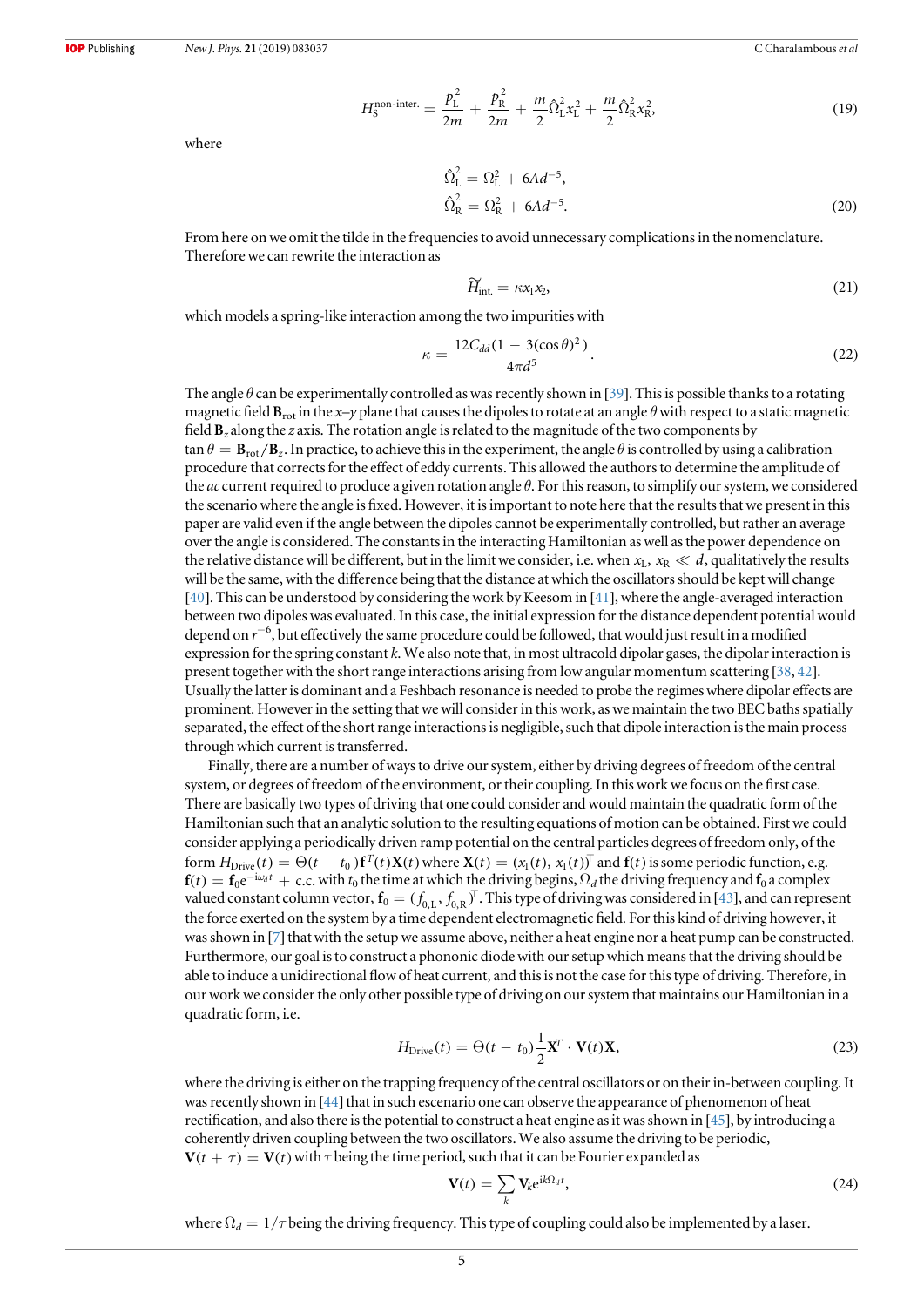$$H_S^{\text{non-inter.}} = \frac{p_L^2}{2m} + \frac{p_R^2}{2m} + \frac{m}{2}\hat{\Omega}_L^2 x_L^2 + \frac{m}{2}\hat{\Omega}_R^2 x_R^2, \tag{19}$$

where

$$\hat{\Omega}_L^2 = \Omega_L^2 + 6Ad^{-5},$$
$$\hat{\Omega}_R^2 = \Omega_R^2 + 6Ad^{-5}. \tag{20}$$

From here on we omit the tilde in the frequencies to avoid unnecessary complications in the nomenclature. Therefore we can rewrite the interaction as

$$\widetilde{H}_{\text{int.}} = \kappa x_1 x_2, \tag{21}$$

which models a spring-like interaction among the two impurities with

$$\kappa = \frac{12C_{dd}(1 - 3(\cos\theta)^2)}{4\pi d^5}. \tag{22}$$

The angle $\theta$ can be experimentally controlled as was recently shown in [39]. This is possible thanks to a rotating magnetic field $\mathbf{B}_{\text{rot}}$ in the $x$–$y$ plane that causes the dipoles to rotate at an angle $\theta$ with respect to a static magnetic field $\mathbf{B}_z$ along the $z$ axis. The rotation angle is related to the magnitude of the two components by $\tan\theta = \mathbf{B}_{\text{rot}}/\mathbf{B}_z$. In practice, to achieve this in the experiment, the angle $\theta$ is controlled by using a calibration procedure that corrects for the effect of eddy currents. This allowed the authors to determine the amplitude of the *ac* current required to produce a given rotation angle $\theta$. For this reason, to simplify our system, we considered the scenario where the angle is fixed. However, it is important to note here that the results that we present in this paper are valid even if the angle between the dipoles cannot be experimentally controlled, but rather an average over the angle is considered. The constants in the interacting Hamiltonian as well as the power dependence on the relative distance will be different, but in the limit we consider, i.e. when $x_L$, $x_R \ll d$, qualitatively the results will be the same, with the difference being that the distance at which the oscillators should be kept will change [40]. This can be understood by considering the work by Keesom in [41], where the angle-averaged interaction between two dipoles was evaluated. In this case, the initial expression for the distance dependent potential would depend on $r^{-6}$, but effectively the same procedure could be followed, that would just result in a modified expression for the spring constant $k$. We also note that, in most ultracold dipolar gases, the dipolar interaction is present together with the short range interactions arising from low angular momentum scattering [38, 42]. Usually the latter is dominant and a Feshbach resonance is needed to probe the regimes where dipolar effects are prominent. However in the setting that we will consider in this work, as we maintain the two BEC baths spatially separated, the effect of the short range interactions is negligible, such that dipole interaction is the main process through which current is transferred.

Finally, there are a number of ways to drive our system, either by driving degrees of freedom of the central system, or degrees of freedom of the environment, or their coupling. In this work we focus on the first case. There are basically two types of driving that one could consider and would maintain the quadratic form of the Hamiltonian such that an analytic solution to the resulting equations of motion can be obtained. First we could consider applying a periodically driven ramp potential on the central particles degrees of freedom only, of the form $H_{\text{Drive}}(t) = \Theta(t - t_0)\mathbf{f}^T(t)\mathbf{X}(t)$ where $\mathbf{X}(t) = (x_1(t), x_1(t))^\top$ and $\mathbf{f}(t)$ is some periodic function, e.g. $\mathbf{f}(t) = \mathbf{f}_0 e^{-i\omega_d t} + \text{c.c.}$ with $t_0$ the time at which the driving begins, $\Omega_d$ the driving frequency and $\mathbf{f}_0$ a complex valued constant column vector, $\mathbf{f}_0 = (f_{0,L}, f_{0,R})^\top$. This type of driving was considered in [43], and can represent the force exerted on the system by a time dependent electromagnetic field. For this kind of driving however, it was shown in [7] that with the setup we assume above, neither a heat engine nor a heat pump can be constructed. Furthermore, our goal is to construct a phononic diode with our setup which means that the driving should be able to induce a unidirectional flow of heat current, and this is not the case for this type of driving. Therefore, in our work we consider the only other possible type of driving on our system that maintains our Hamiltonian in a quadratic form, i.e.

$$H_{\text{Drive}}(t) = \Theta(t - t_0)\frac{1}{2}\mathbf{X}^T \cdot \mathbf{V}(t)\mathbf{X}, \tag{23}$$

where the driving is either on the trapping frequency of the central oscillators or on their in-between coupling. It was recently shown in [44] that in such escenario one can observe the appearance of phenomenon of heat rectification, and also there is the potential to construct a heat engine as it was shown in [45], by introducing a coherently driven coupling between the two oscillators. We also assume the driving to be periodic, $\mathbf{V}(t + \tau) = \mathbf{V}(t)$ with $\tau$ being the time period, such that it can be Fourier expanded as

$$\mathbf{V}(t) = \sum_k \mathbf{V}_k e^{ik\Omega_d t}, \tag{24}$$

where $\Omega_d = 1/\tau$ being the driving frequency. This type of coupling could also be implemented by a laser.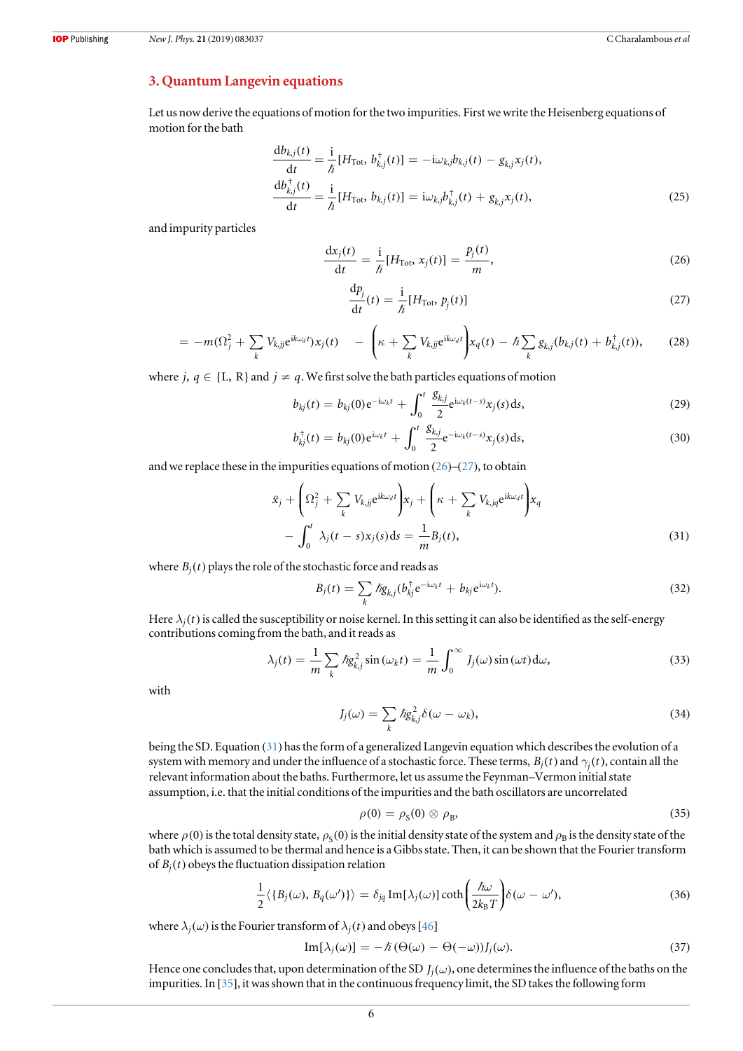## 3. Quantum Langevin equations

Let us now derive the equations of motion for the two impurities. First we write the Heisenberg equations of motion for the bath

$$\frac{\mathrm{d}b_{k,j}(t)}{\mathrm{d}t} = \frac{\mathrm{i}}{\hbar}[H_{\mathrm{Tot}}, b_{k,j}^{\dagger}(t)] = -\mathrm{i}\omega_{k,j}b_{k,j}(t) - g_{k,j}x_j(t),$$
$$\frac{\mathrm{d}b_{k,j}^{\dagger}(t)}{\mathrm{d}t} = \frac{\mathrm{i}}{\hbar}[H_{\mathrm{Tot}}, b_{k,j}(t)] = \mathrm{i}\omega_{k,j}b_{k,j}^{\dagger}(t) + g_{k,j}x_j(t), \tag{25}$$

and impurity particles

$$\frac{\mathrm{d}x_j(t)}{\mathrm{d}t} = \frac{\mathrm{i}}{\hbar}[H_{\mathrm{Tot}}, x_j(t)] = \frac{p_j(t)}{m}, \tag{26}$$

$$\frac{\mathrm{d}p_j}{\mathrm{d}t}(t) = \frac{\mathrm{i}}{\hbar}[H_{\mathrm{Tot}}, p_j(t)] \tag{27}$$

$$= -m(\Omega_j^2 + \sum_k V_{k,jj}\mathrm{e}^{\mathrm{i}k\omega_d t})x_j(t) \quad - \left(\kappa + \sum_k V_{k,jj}\mathrm{e}^{\mathrm{i}k\omega_d t}\right)x_q(t) - \hbar\sum_k g_{k,j}(b_{k,j}(t) + b_{k,j}^{\dagger}(t)), \tag{28}$$

where $j, q \in \{\mathrm{L}, \mathrm{R}\}$ and $j \neq q$. We first solve the bath particles equations of motion

$$b_{kj}(t) = b_{kj}(0)\mathrm{e}^{-\mathrm{i}\omega_k t} + \int_0^t \frac{g_{k,j}}{2}\mathrm{e}^{\mathrm{i}\omega_k(t-s)}x_j(s)\mathrm{d}s, \tag{29}$$

$$b_{kj}^{\dagger}(t) = b_{kj}(0)\mathrm{e}^{\mathrm{i}\omega_k t} + \int_0^t \frac{g_{k,j}}{2}\mathrm{e}^{-\mathrm{i}\omega_k(t-s)}x_j(s)\mathrm{d}s, \tag{30}$$

and we replace these in the impurities equations of motion (26)–(27), to obtain

$$\ddot{x}_j + \left(\Omega_j^2 + \sum_k V_{k,jj}\mathrm{e}^{\mathrm{i}k\omega_d t}\right)x_j + \left(\kappa + \sum_k V_{k,jq}\mathrm{e}^{\mathrm{i}k\omega_d t}\right)x_q$$
$$- \int_0^t \lambda_j(t-s)x_j(s)\mathrm{d}s = \frac{1}{m}B_j(t), \tag{31}$$

where $B_j(t)$ plays the role of the stochastic force and reads as

$$B_j(t) = \sum_k \hbar g_{k,j}(b_{kj}^{\dagger}\mathrm{e}^{-\mathrm{i}\omega_k t} + b_{kj}\mathrm{e}^{\mathrm{i}\omega_k t}). \tag{32}$$

Here $\lambda_j(t)$ is called the susceptibility or noise kernel. In this setting it can also be identified as the self-energy contributions coming from the bath, and it reads as

$$\lambda_j(t) = \frac{1}{m}\sum_k \hbar g_{k,j}^2 \sin(\omega_k t) = \frac{1}{m}\int_0^{\infty} J_j(\omega)\sin(\omega t)\mathrm{d}\omega, \tag{33}$$

with

$$J_j(\omega) = \sum_k \hbar g_{k,j}^2 \delta(\omega - \omega_k), \tag{34}$$

being the SD. Equation (31) has the form of a generalized Langevin equation which describes the evolution of a system with memory and under the influence of a stochastic force. These terms, $B_j(t)$ and $\gamma_j(t)$, contain all the relevant information about the baths. Furthermore, let us assume the Feynman–Vernon initial state assumption, i.e. that the initial conditions of the impurities and the bath oscillators are uncorrelated

$$\rho(0) = \rho_{\mathrm{S}}(0) \otimes \rho_{\mathrm{B}}, \tag{35}$$

where $\rho(0)$ is the total density state, $\rho_{\mathrm{S}}(0)$ is the initial density state of the system and $\rho_{\mathrm{B}}$ is the density state of the bath which is assumed to be thermal and hence is a Gibbs state. Then, it can be shown that the Fourier transform of $B_j(t)$ obeys the fluctuation dissipation relation

$$\frac{1}{2}\langle\{B_j(\omega), B_q(\omega')\}\rangle = \delta_{jq}\,\mathrm{Im}[\lambda_j(\omega)]\coth\left(\frac{\hbar\omega}{2k_{\mathrm{B}}T}\right)\delta(\omega - \omega'), \tag{36}$$

where $\lambda_j(\omega)$ is the Fourier transform of $\lambda_j(t)$ and obeys [46]

$$\mathrm{Im}[\lambda_j(\omega)] = -\hbar(\Theta(\omega) - \Theta(-\omega))J_j(\omega). \tag{37}$$

Hence one concludes that, upon determination of the SD $J_j(\omega)$, one determines the influence of the baths on the impurities. In [35], it was shown that in the continuous frequency limit, the SD takes the following form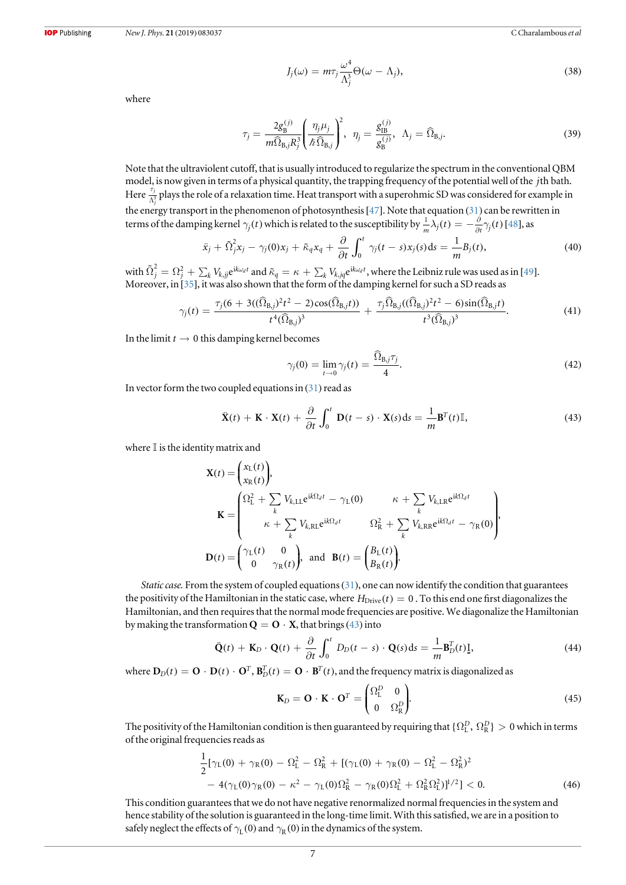$$J_j(\omega) = m\tau_j \frac{\omega^4}{\Lambda_j^3}\Theta(\omega - \Lambda_j), \tag{38}$$

where

$$\tau_j = \frac{2g_{\rm B}^{(j)}}{m\widehat{\Omega}_{{\rm B},j}R_j^3}\left(\frac{\eta_j\mu_j}{\hbar\widehat{\Omega}_{{\rm B},j}}\right)^2, \;\; \eta_j = \frac{g_{\rm IB}^{(j)}}{g_{\rm B}^{(j)}}, \;\; \Lambda_j = \widehat{\Omega}_{{\rm B},j}. \tag{39}$$

Note that the ultraviolent cutoff, that is usually introduced to regularize the spectrum in the conventional QBM model, is now given in terms of a physical quantity, the trapping frequency of the potential well of the $j$th bath. Here $\frac{\tau_j}{\Lambda_j^3}$ plays the role of a relaxation time. Heat transport with a superohmic SD was considered for example in the energy transport in the phenomenon of photosynthesis [47]. Note that equation (31) can be rewritten in terms of the damping kernel $\gamma_j(t)$ which is related to the susceptibility by $\frac{1}{m}\lambda_j(t) = -\frac{\partial}{\partial t}\gamma_j(t)$ [48], as

$$\ddot{x}_j + \tilde{\Omega}_j^2 x_j - \gamma_j(0)x_j + \tilde{\kappa}_q x_q + \frac{\partial}{\partial t}\int_0^t \gamma_j(t-s)x_j(s){\rm d}s = \frac{1}{m}B_j(t), \tag{40}$$

with $\tilde{\Omega}_j^2 = \Omega_j^2 + \sum_k V_{k,jj}{\rm e}^{{\rm i}k\omega_d t}$ and $\tilde{\kappa}_q = \kappa + \sum_k V_{k,jq}{\rm e}^{{\rm i}k\omega_d t}$, where the Leibniz rule was used as in [49]. Moreover, in [35], it was also shown that the form of the damping kernel for such a SD reads as

$$\gamma_j(t) = \frac{\tau_j(6 + 3((\widehat{\Omega}_{{\rm B},j})^2t^2 - 2)\cos(\widehat{\Omega}_{{\rm B},j}t))}{t^4(\widehat{\Omega}_{{\rm B},j})^3} + \frac{\tau_j\widehat{\Omega}_{{\rm B},j}((\widehat{\Omega}_{{\rm B},j})^2t^2 - 6)\sin(\widehat{\Omega}_{{\rm B},j}t)}{t^3(\widehat{\Omega}_{{\rm B},j})^3}. \tag{41}$$

In the limit $t \to 0$ this damping kernel becomes

$$\gamma_j(0) = \lim_{t\to 0}\gamma_j(t) = \frac{\widehat{\Omega}_{{\rm B},j}\tau_j}{4}. \tag{42}$$

In vector form the two coupled equations in (31) read as

$$\ddot{\mathbf{X}}(t) + \mathbf{K}\cdot\mathbf{X}(t) + \frac{\partial}{\partial t}\int_0^t \mathbf{D}(t-s)\cdot\mathbf{X}(s){\rm d}s = \frac{1}{m}\mathbf{B}^T(t)\mathbb{I}, \tag{43}$$

where $\mathbb{I}$ is the identity matrix and

$$\mathbf{X}(t) = \begin{pmatrix} x_{\rm L}(t) \\ x_{\rm R}(t) \end{pmatrix},$$

$$\mathbf{K} = \begin{pmatrix} \Omega_{\rm L}^2 + \sum_k V_{k,{\rm LL}}{\rm e}^{{\rm i}k\Omega_d t} - \gamma_{\rm L}(0) & \kappa + \sum_k V_{k,{\rm LR}}{\rm e}^{{\rm i}k\Omega_d t} \\ \kappa + \sum_k V_{k,{\rm RL}}{\rm e}^{{\rm i}k\Omega_d t} & \Omega_{\rm R}^2 + \sum_k V_{k,{\rm RR}}{\rm e}^{{\rm i}k\Omega_d t} - \gamma_{\rm R}(0) \end{pmatrix},$$

$$\mathbf{D}(t) = \begin{pmatrix} \gamma_{\rm L}(t) & 0 \\ 0 & \gamma_{\rm R}(t) \end{pmatrix}, \;\text{ and }\; \mathbf{B}(t) = \begin{pmatrix} B_{\rm L}(t) \\ B_{\rm R}(t) \end{pmatrix}.$$

*Static case.* From the system of coupled equations (31), one can now identify the condition that guarantees the positivity of the Hamiltonian in the static case, where $H_{\rm Drive}(t) = 0$. To this end one first diagonalizes the Hamiltonian, and then requires that the normal mode frequencies are positive. We diagonalize the Hamiltonian by making the transformation $\mathbf{Q} = \mathbf{O}\cdot\mathbf{X}$, that brings (43) into

$$\ddot{\mathbf{Q}}(t) + \mathbf{K}_D\cdot\mathbf{Q}(t) + \frac{\partial}{\partial t}\int_0^t D_D(t-s)\cdot\mathbf{Q}(s){\rm d}s = \frac{1}{m}\mathbf{B}_D^T(t)\underline{\mathbf{I}}, \tag{44}$$

where $\mathbf{D}_D(t) = \mathbf{O}\cdot\mathbf{D}(t)\cdot\mathbf{O}^T$, $\mathbf{B}_D^T(t) = \mathbf{O}\cdot\mathbf{B}^T(t)$, and the frequency matrix is diagonalized as

$$\mathbf{K}_D = \mathbf{O}\cdot\mathbf{K}\cdot\mathbf{O}^T = \begin{pmatrix} \Omega_{\rm L}^D & 0 \\ 0 & \Omega_{\rm R}^D \end{pmatrix}. \tag{45}$$

The positivity of the Hamiltonian condition is then guaranteed by requiring that $\{\Omega_{\rm L}^D, \Omega_{\rm R}^D\} > 0$ which in terms of the original frequencies reads as

$$\begin{aligned}\frac{1}{2}[\gamma_{\rm L}(0) + \gamma_{\rm R}(0) - \Omega_{\rm L}^2 - \Omega_{\rm R}^2 + [(\gamma_{\rm L}(0) + \gamma_{\rm R}(0) - \Omega_{\rm L}^2 - \Omega_{\rm R}^2)^2 \\ - 4(\gamma_{\rm L}(0)\gamma_{\rm R}(0) - \kappa^2 - \gamma_{\rm L}(0)\Omega_{\rm R}^2 - \gamma_{\rm R}(0)\Omega_{\rm L}^2 + \Omega_{\rm R}^2\Omega_{\rm L}^2)]^{1/2}] < 0.\end{aligned} \tag{46}$$

This condition guarantees that we do not have negative renormalized normal frequencies in the system and hence stability of the solution is guaranteed in the long-time limit. With this satisfied, we are in a position to safely neglect the effects of $\gamma_{\rm L}(0)$ and $\gamma_{\rm R}(0)$ in the dynamics of the system.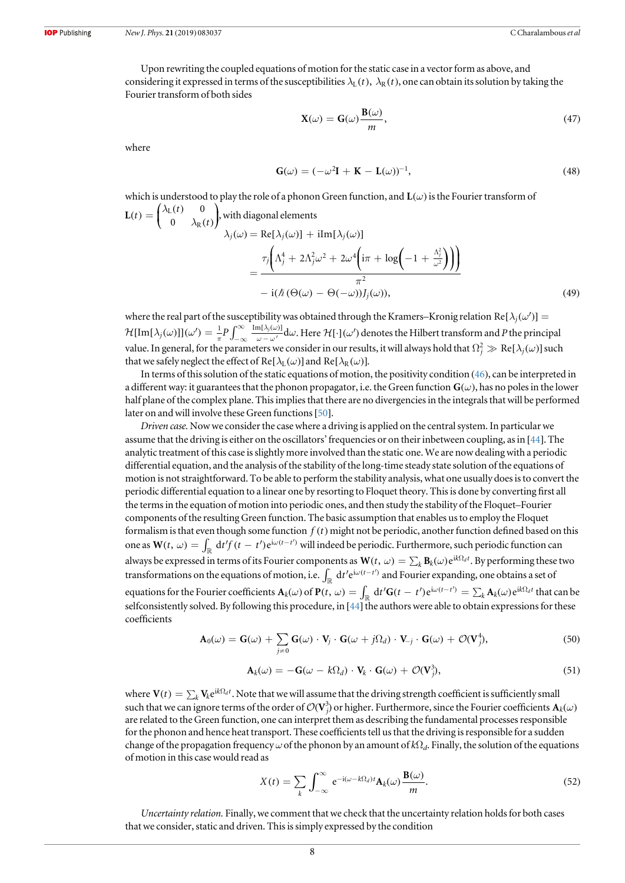Upon rewriting the coupled equations of motion for the static case in a vector form as above, and considering it expressed in terms of the susceptibilities $\lambda_L(t)$, $\lambda_R(t)$, one can obtain its solution by taking the Fourier transform of both sides

$$\mathbf{X}(\omega) = \mathbf{G}(\omega)\frac{\mathbf{B}(\omega)}{m}, \tag{47}$$

where

$$\mathbf{G}(\omega) = (-\omega^2\mathbf{I} + \mathbf{K} - \mathbf{L}(\omega))^{-1}, \tag{48}$$

which is understood to play the role of a phonon Green function, and $\mathbf{L}(\omega)$ is the Fourier transform of $\mathbf{L}(t) = \begin{pmatrix} \lambda_L(t) & 0 \\ 0 & \lambda_R(t) \end{pmatrix}$, with diagonal elements

$$\begin{aligned}\lambda_j(\omega) &= \mathrm{Re}[\lambda_j(\omega)] + \mathrm{i}\mathrm{Im}[\lambda_j(\omega)] \\ &= \frac{\tau_j\left(\Lambda_j^4 + 2\Lambda_j^2\omega^2 + 2\omega^4\left(\mathrm{i}\pi + \log\left(-1 + \frac{\Lambda_j^2}{\omega^2}\right)\right)\right)}{\pi^2} \\ &\quad - \mathrm{i}(\hbar(\Theta(\omega) - \Theta(-\omega))J_j(\omega)),\end{aligned} \tag{49}$$

where the real part of the susceptibility was obtained through the Kramers–Kronig relation $\mathrm{Re}[\lambda_j(\omega')] = \mathcal{H}[\mathrm{Im}[\lambda_j(\omega)]](\omega') = \frac{1}{\pi}P\int_{-\infty}^{\infty}\frac{\mathrm{Im}[\lambda_j(\omega)]}{\omega - \omega'}\mathrm{d}\omega$. Here $\mathcal{H}[\cdot](\omega')$ denotes the Hilbert transform and $P$ the principal value. In general, for the parameters we consider in our results, it will always hold that $\Omega_j^2 \gg \mathrm{Re}[\lambda_j(\omega)]$ such that we safely neglect the effect of $\mathrm{Re}[\lambda_L(\omega)]$ and $\mathrm{Re}[\lambda_R(\omega)]$.

In terms of this solution of the static equations of motion, the positivity condition (46), can be interpreted in a different way: it guarantees that the phonon propagator, i.e. the Green function $\mathbf{G}(\omega)$, has no poles in the lower half plane of the complex plane. This implies that there are no divergencies in the integrals that will be performed later on and will involve these Green functions [50].

*Driven case.* Now we consider the case where a driving is applied on the central system. In particular we assume that the driving is either on the oscillators' frequencies or on their inbetween coupling, as in [44]. The analytic treatment of this case is slightly more involved than the static one. We are now dealing with a periodic differential equation, and the analysis of the stability of the long-time steady state solution of the equations of motion is not straightforward. To be able to perform the stability analysis, what one usually does is to convert the periodic differential equation to a linear one by resorting to Floquet theory. This is done by converting first all the terms in the equation of motion into periodic ones, and then study the stability of the Floquet–Fourier components of the resulting Green function. The basic assumption that enables us to employ the Floquet formalism is that even though some function $f(t)$ might not be periodic, another function defined based on this one as $\mathbf{W}(t,\omega) = \int_{\mathbb{R}}\mathrm{d}t' f(t-t')\mathrm{e}^{\mathrm{i}\omega(t-t')}$ will indeed be periodic. Furthermore, such periodic function can always be expressed in terms of its Fourier components as $\mathbf{W}(t,\omega) = \sum_k \mathbf{B}_k(\omega)\mathrm{e}^{\mathrm{i}k\Omega_d t}$. By performing these two transformations on the equations of motion, i.e. $\int_{\mathbb{R}}\mathrm{d}t'\mathrm{e}^{\mathrm{i}\omega(t-t')}$ and Fourier expanding, one obtains a set of equations for the Fourier coefficients $\mathbf{A}_k(\omega)$ of $\mathbf{P}(t,\omega) = \int_{\mathbb{R}}\mathrm{d}t'\mathbf{G}(t-t')\mathrm{e}^{\mathrm{i}\omega(t-t')} = \sum_k \mathbf{A}_k(\omega)\mathrm{e}^{\mathrm{i}k\Omega_d t}$ that can be selfconsistently solved. By following this procedure, in [44] the authors were able to obtain expressions for these coefficients

$$\mathbf{A}_0(\omega) = \mathbf{G}(\omega) + \sum_{j\neq 0}\mathbf{G}(\omega)\cdot\mathbf{V}_j\cdot\mathbf{G}(\omega + j\Omega_d)\cdot\mathbf{V}_{-j}\cdot\mathbf{G}(\omega) + \mathcal{O}(\mathbf{V}_j^4), \tag{50}$$

$$\mathbf{A}_k(\omega) = -\mathbf{G}(\omega - k\Omega_d)\cdot\mathbf{V}_k\cdot\mathbf{G}(\omega) + \mathcal{O}(\mathbf{V}_j^3), \tag{51}$$

where $\mathbf{V}(t) = \sum_k \mathbf{V}_k\mathrm{e}^{\mathrm{i}k\Omega_d t}$. Note that we will assume that the driving strength coefficient is sufficiently small such that we can ignore terms of the order of $\mathcal{O}(\mathbf{V}_j^3)$ or higher. Furthermore, since the Fourier coefficients $\mathbf{A}_k(\omega)$ are related to the Green function, one can interpret them as describing the fundamental processes responsible for the phonon and hence heat transport. These coefficients tell us that the driving is responsible for a sudden change of the propagation frequency $\omega$ of the phonon by an amount of $k\Omega_d$. Finally, the solution of the equations of motion in this case would read as

$$X(t) = \sum_k\int_{-\infty}^{\infty}\mathrm{e}^{-\mathrm{i}(\omega - k\Omega_d)t}\mathbf{A}_k(\omega)\frac{\mathbf{B}(\omega)}{m}. \tag{52}$$

*Uncertainty relation.* Finally, we comment that we check that the uncertainty relation holds for both cases that we consider, static and driven. This is simply expressed by the condition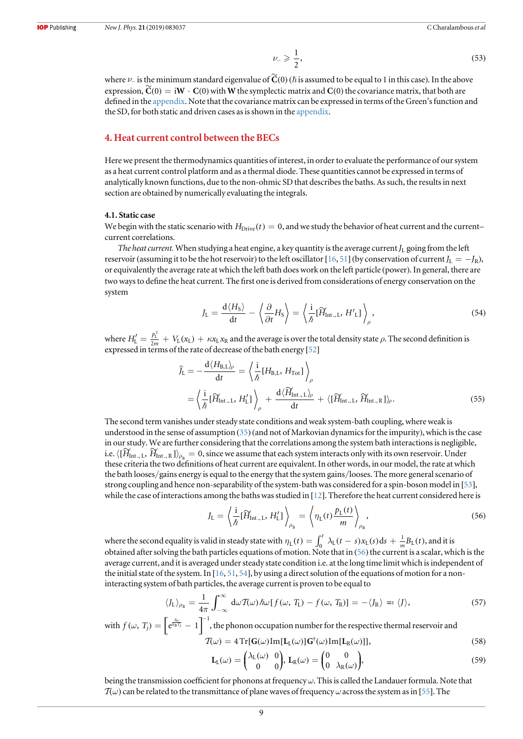$$\nu_{-} \geqslant \frac{1}{2}, \tag{53}$$

where $\nu_{-}$ is the minimum standard eigenvalue of $\widetilde{\mathbf{C}}(0)$ ($\hbar$ is assumed to be equal to 1 in this case). In the above expression, $\widetilde{\mathbf{C}}(0) = \mathrm{i}\mathbf{W} \cdot \mathbf{C}(0)$ with $\mathbf{W}$ the symplectic matrix and $\mathbf{C}(0)$ the covariance matrix, that both are defined in the appendix. Note that the covariance matrix can be expressed in terms of the Green's function and the SD, for both static and driven cases as is shown in the appendix.

## 4. Heat current control between the BECs

Here we present the thermodynamics quantities of interest, in order to evaluate the performance of our system as a heat current control platform and as a thermal diode. These quantities cannot be expressed in terms of analytically known functions, due to the non-ohmic SD that describes the baths. As such, the results in next section are obtained by numerically evaluating the integrals.

### 4.1. Static case

We begin with the static scenario with $H_{\rm Drive}(t) = 0$, and we study the behavior of heat current and the current–current correlations.

*The heat current.* When studying a heat engine, a key quantity is the average current $J_{\rm L}$ going from the left reservoir (assuming it to be the hot reservoir) to the left oscillator [16, 51] (by conservation of current $J_{\rm L} = -J_{\rm R}$), or equivalently the average rate at which the left bath does work on the left particle (power). In general, there are two ways to define the heat current. The first one is derived from considerations of energy conservation on the system

$$J_{\rm L} = \frac{\mathrm{d}\langle H_{\rm S}\rangle}{\mathrm{d}t} - \left\langle \frac{\partial}{\partial t} H_{\rm S} \right\rangle = \left\langle \frac{\mathrm{i}}{\hbar}[\widetilde{H}_{\rm Int.,L}, H'_{\rm L}] \right\rangle_{\rho}, \tag{54}$$

where $H'_{\rm L} = \frac{p_{\rm L}^2}{2m} + V_{\rm L}(x_{\rm L}) + \kappa x_{\rm L} x_{\rm R}$ and the average is over the total density state $\rho$. The second definition is expressed in terms of the rate of decrease of the bath energy [52]

$$\begin{aligned}
\widehat{J}_{\rm L} &= -\frac{\mathrm{d}\langle H_{\rm B,L}\rangle_{\rho}}{\mathrm{d}t} = \left\langle \frac{\mathrm{i}}{\hbar}[H_{\rm B,L}, H_{\rm Tot}] \right\rangle_{\rho} \\
&= \left\langle \frac{\mathrm{i}}{\hbar}[\widetilde{H}_{\rm Int.,L}, H'_{\rm L}] \right\rangle_{\rho} + \frac{\mathrm{d}\langle \widetilde{H}_{\rm Int.,L}\rangle_{\rho}}{\mathrm{d}t} + \langle [\widetilde{H}_{\rm Int.,L}, \widetilde{H}_{\rm Int.,R}] \rangle_{\rho}.
\end{aligned} \tag{55}$$

The second term vanishes under steady state conditions and weak system-bath coupling, where weak is understood in the sense of assumption (35) (and not of Markovian dynamics for the impurity), which is the case in our study. We are further considering that the correlations among the system bath interactions is negligible, i.e. $\langle [\widetilde{H}_{\rm Int.,L}, \widetilde{H}_{\rm Int.,R}] \rangle_{\rho_{\rm B}} = 0$, since we assume that each system interacts only with its own reservoir. Under these criteria the two definitions of heat current are equivalent. In other words, in our model, the rate at which the bath looses/gains energy is equal to the energy that the system gains/looses. The more general scenario of strong coupling and hence non-separability of the system-bath was considered for a spin-boson model in [53], while the case of interactions among the baths was studied in [12]. Therefore the heat current considered here is

$$J_{\rm L} = \left\langle \frac{\mathrm{i}}{\hbar}[\widetilde{H}_{\rm Int.,L}, H'_{\rm L}] \right\rangle_{\rho_{\rm B}} = \left\langle \eta_{\rm L}(t) \frac{p_{\rm L}(t)}{m} \right\rangle_{\rho_{\rm B}}, \tag{56}$$

where the second equality is valid in steady state with $\eta_{\rm L}(t) = \int_0^t \lambda_{\rm L}(t-s) x_{\rm L}(s) \mathrm{d}s + \frac{1}{m} B_{\rm L}(t)$, and it is obtained after solving the bath particles equations of motion. Note that in (56) the current is a scalar, which is the average current, and it is averaged under steady state condition i.e. at the long time limit which is independent of the initial state of the system. In [16, 51, 54], by using a direct solution of the equations of motion for a non-interacting system of bath particles, the average current is proven to be equal to

$$\langle J_{\rm L}\rangle_{\rho_{\rm B}} = \frac{1}{4\pi} \int_{-\infty}^{\infty} \mathrm{d}\omega \mathcal{T}(\omega) \hbar\omega [f(\omega, T_{\rm L}) - f(\omega, T_{\rm R})] = -\langle J_{\rm R}\rangle =: \langle J\rangle, \tag{57}$$

with $f(\omega, T_j) = \left[\mathrm{e}^{\frac{\hbar\omega}{k_{\rm B} T_j}} - 1\right]^{-1}$, the phonon occupation number for the respective thermal reservoir and

$$\mathcal{T}(\omega) = 4\,\mathrm{Tr}[\mathbf{G}(\omega)\mathrm{Im}[\mathbf{L}_{\rm L}(\omega)]\mathbf{G}^{\dagger}(\omega)\mathrm{Im}[\mathbf{L}_{\rm R}(\omega)]], \tag{58}$$

$$\mathbf{L}_{\rm L}(\omega) = \begin{pmatrix} \lambda_{\rm L}(\omega) & 0 \\ 0 & 0 \end{pmatrix}, \; \mathbf{L}_{\rm R}(\omega) = \begin{pmatrix} 0 & 0 \\ 0 & \lambda_{\rm R}(\omega) \end{pmatrix}, \tag{59}$$

being the transmission coefficient for phonons at frequency $\omega$. This is called the Landauer formula. Note that $\mathcal{T}(\omega)$ can be related to the transmittance of plane waves of frequency $\omega$ across the system as in [55]. The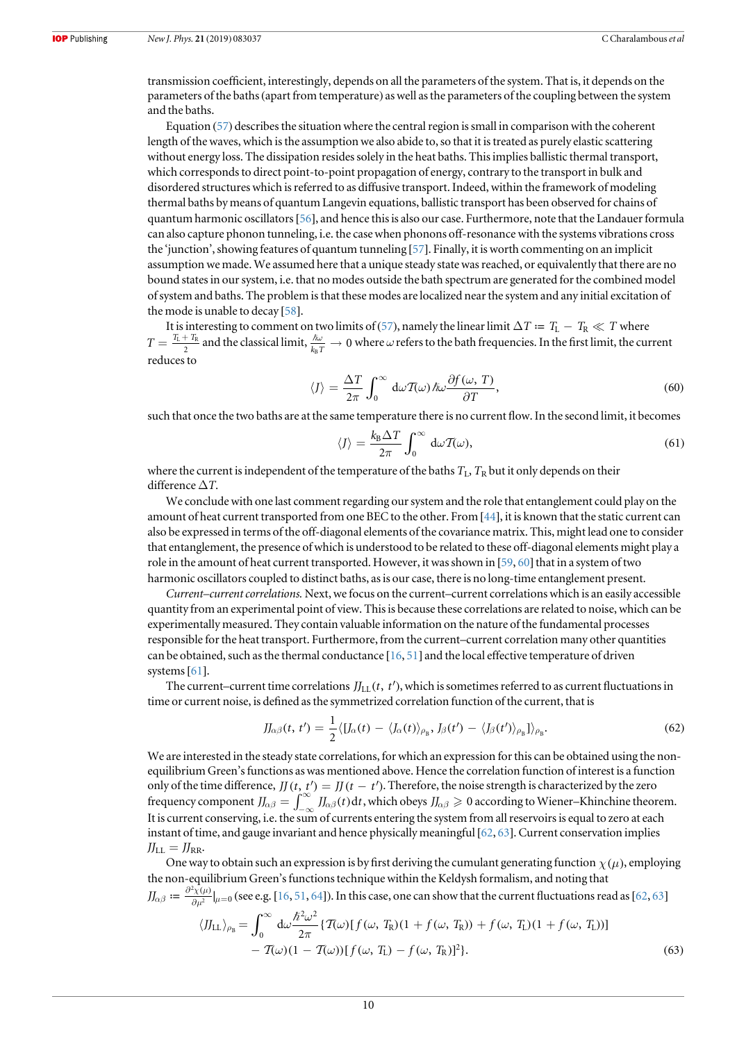transmission coefficient, interestingly, depends on all the parameters of the system. That is, it depends on the parameters of the baths (apart from temperature) as well as the parameters of the coupling between the system and the baths.

Equation (57) describes the situation where the central region is small in comparison with the coherent length of the waves, which is the assumption we also abide to, so that it is treated as purely elastic scattering without energy loss. The dissipation resides solely in the heat baths. This implies ballistic thermal transport, which corresponds to direct point-to-point propagation of energy, contrary to the transport in bulk and disordered structures which is referred to as diffusive transport. Indeed, within the framework of modeling thermal baths by means of quantum Langevin equations, ballistic transport has been observed for chains of quantum harmonic oscillators [56], and hence this is also our case. Furthermore, note that the Landauer formula can also capture phonon tunneling, i.e. the case when phonons off-resonance with the systems vibrations cross the 'junction', showing features of quantum tunneling [57]. Finally, it is worth commenting on an implicit assumption we made. We assumed here that a unique steady state was reached, or equivalently that there are no bound states in our system, i.e. that no modes outside the bath spectrum are generated for the combined model of system and baths. The problem is that these modes are localized near the system and any initial excitation of the mode is unable to decay [58].

It is interesting to comment on two limits of (57), namely the linear limit $\Delta T := T_{\rm L} - T_{\rm R} \ll T$ where $T = \frac{T_{\rm L} + T_{\rm R}}{2}$ and the classical limit, $\frac{\hbar\omega}{k_{\rm B}T} \to 0$ where $\omega$ refers to the bath frequencies. In the first limit, the current reduces to

$$\langle J \rangle = \frac{\Delta T}{2\pi} \int_0^\infty {\rm d}\omega \mathcal{T}(\omega) \hbar\omega \frac{\partial f(\omega, T)}{\partial T}, \tag{60}$$

such that once the two baths are at the same temperature there is no current flow. In the second limit, it becomes

$$\langle J \rangle = \frac{k_{\rm B} \Delta T}{2\pi} \int_0^\infty {\rm d}\omega \mathcal{T}(\omega), \tag{61}$$

where the current is independent of the temperature of the baths $T_{\rm L}$, $T_{\rm R}$ but it only depends on their difference $\Delta T$.

We conclude with one last comment regarding our system and the role that entanglement could play on the amount of heat current transported from one BEC to the other. From [44], it is known that the static current can also be expressed in terms of the off-diagonal elements of the covariance matrix. This, might lead one to consider that entanglement, the presence of which is understood to be related to these off-diagonal elements might play a role in the amount of heat current transported. However, it was shown in [59, 60] that in a system of two harmonic oscillators coupled to distinct baths, as is our case, there is no long-time entanglement present.

*Current–current correlations.* Next, we focus on the current–current correlations which is an easily accessible quantity from an experimental point of view. This is because these correlations are related to noise, which can be experimentally measured. They contain valuable information on the nature of the fundamental processes responsible for the heat transport. Furthermore, from the current–current correlation many other quantities can be obtained, such as the thermal conductance [16, 51] and the local effective temperature of driven systems [61].

The current–current time correlations $JJ_{\rm LL}(t, t')$, which is sometimes referred to as current fluctuations in time or current noise, is defined as the symmetrized correlation function of the current, that is

$$JJ_{\alpha\beta}(t, t') = \frac{1}{2} \langle [J_\alpha(t) - \langle J_\alpha(t) \rangle_{\rho_{\rm B}}, J_\beta(t') - \langle J_\beta(t') \rangle_{\rho_{\rm B}}] \rangle_{\rho_{\rm B}}. \tag{62}$$

We are interested in the steady state correlations, for which an expression for this can be obtained using the non-equilibrium Green's functions as was mentioned above. Hence the correlation function of interest is a function only of the time difference, $JJ(t, t') = JJ(t - t')$. Therefore, the noise strength is characterized by the zero frequency component $JJ_{\alpha\beta} = \int_{-\infty}^{\infty} JJ_{\alpha\beta}(t){\rm d}t$, which obeys $JJ_{\alpha\beta} \geqslant 0$ according to Wiener–Khinchine theorem. It is current conserving, i.e. the sum of currents entering the system from all reservoirs is equal to zero at each instant of time, and gauge invariant and hence physically meaningful [62, 63]. Current conservation implies $JJ_{\rm LL} = JJ_{\rm RR}$.

One way to obtain such an expression is by first deriving the cumulant generating function $\chi(\mu)$, employing the non-equilibrium Green's functions technique within the Keldysh formalism, and noting that $JJ_{\alpha\beta} := \frac{\partial^2 \chi(\mu)}{\partial \mu^2}|_{\mu=0}$ (see e.g. [16, 51, 64]). In this case, one can show that the current fluctuations read as [62, 63]

$$\begin{aligned} \langle JJ_{\rm LL} \rangle_{\rho_{\rm B}} = \int_0^\infty {\rm d}\omega \frac{\hbar^2\omega^2}{2\pi} \{ &\mathcal{T}(\omega)[f(\omega, T_{\rm R})(1 + f(\omega, T_{\rm R})) + f(\omega, T_{\rm L})(1 + f(\omega, T_{\rm L}))] \\ &- \mathcal{T}(\omega)(1 - \mathcal{T}(\omega))[f(\omega, T_{\rm L}) - f(\omega, T_{\rm R})]^2 \}. \end{aligned} \tag{63}$$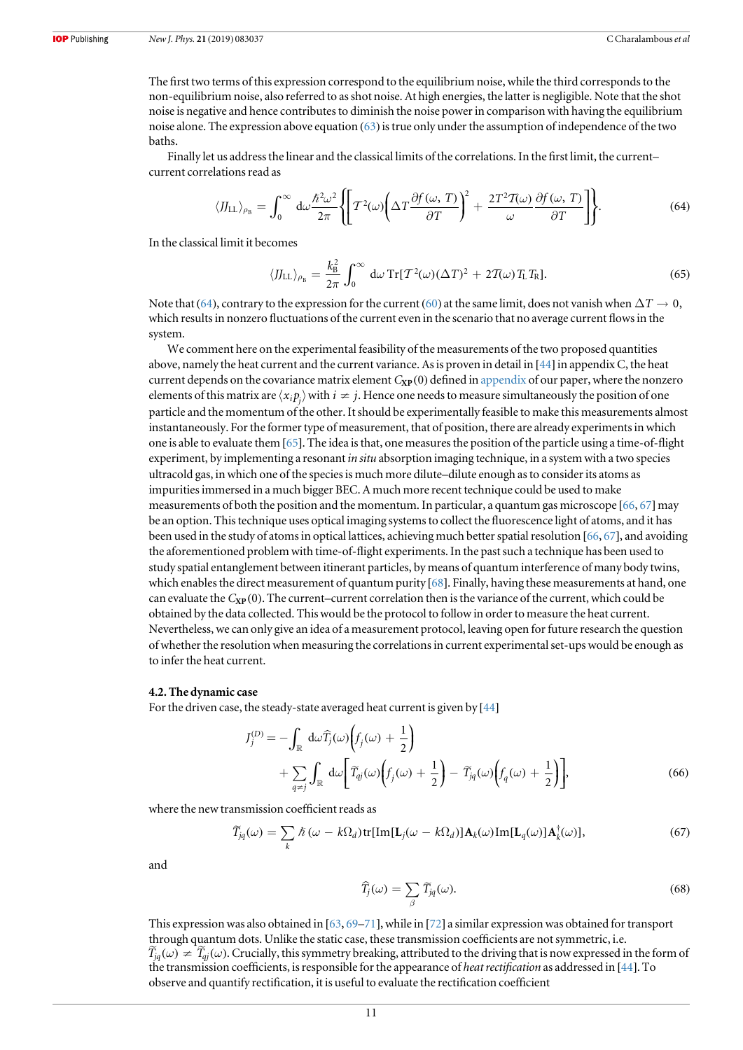The first two terms of this expression correspond to the equilibrium noise, while the third corresponds to the non-equilibrium noise, also referred to as shot noise. At high energies, the latter is negligible. Note that the shot noise is negative and hence contributes to diminish the noise power in comparison with having the equilibrium noise alone. The expression above equation (63) is true only under the assumption of independence of the two baths.

Finally let us address the linear and the classical limits of the correlations. In the first limit, the current–current correlations read as

$$\langle JJ_{\rm LL}\rangle_{\rho_{\rm B}} = \int_0^\infty {\rm d}\omega \frac{\hbar^2\omega^2}{2\pi}\left\{\left[\mathcal{T}^2(\omega)\left(\Delta T\frac{\partial f(\omega, T)}{\partial T}\right)^2 + \frac{2T^2\mathcal{T}(\omega)}{\omega}\frac{\partial f(\omega, T)}{\partial T}\right]\right\}. \tag{64}$$

In the classical limit it becomes

$$\langle JJ_{\rm LL}\rangle_{\rho_{\rm B}} = \frac{k_{\rm B}^2}{2\pi}\int_0^\infty {\rm d}\omega\, {\rm Tr}[\mathcal{T}^2(\omega)(\Delta T)^2 + 2\mathcal{T}(\omega)T_{\rm L}T_{\rm R}]. \tag{65}$$

Note that (64), contrary to the expression for the current (60) at the same limit, does not vanish when $\Delta T \to 0$, which results in nonzero fluctuations of the current even in the scenario that no average current flows in the system.

We comment here on the experimental feasibility of the measurements of the two proposed quantities above, namely the heat current and the current variance. As is proven in detail in [44] in appendix C, the heat current depends on the covariance matrix element $C_{\bf XP}(0)$ defined in appendix of our paper, where the nonzero elements of this matrix are $\langle x_i p_j\rangle$ with $i \neq j$. Hence one needs to measure simultaneously the position of one particle and the momentum of the other. It should be experimentally feasible to make this measurements almost instantaneously. For the former type of measurement, that of position, there are already experiments in which one is able to evaluate them [65]. The idea is that, one measures the position of the particle using a time-of-flight experiment, by implementing a resonant *in situ* absorption imaging technique, in a system with a two species ultracold gas, in which one of the species is much more dilute–dilute enough as to consider its atoms as impurities immersed in a much bigger BEC. A much more recent technique could be used to make measurements of both the position and the momentum. In particular, a quantum gas microscope [66, 67] may be an option. This technique uses optical imaging systems to collect the fluorescence light of atoms, and it has been used in the study of atoms in optical lattices, achieving much better spatial resolution [66, 67], and avoiding the aforementioned problem with time-of-flight experiments. In the past such a technique has been used to study spatial entanglement between itinerant particles, by means of quantum interference of many body twins, which enables the direct measurement of quantum purity [68]. Finally, having these measurements at hand, one can evaluate the $C_{\bf XP}(0)$. The current–current correlation then is the variance of the current, which could be obtained by the data collected. This would be the protocol to follow in order to measure the heat current. Nevertheless, we can only give an idea of a measurement protocol, leaving open for future research the question of whether the resolution when measuring the correlations in current experimental set-ups would be enough as to infer the heat current.

### 4.2. The dynamic case

For the driven case, the steady-state averaged heat current is given by [44]

$$J_j^{(D)} = -\int_{\mathbb{R}} {\rm d}\omega \widehat{T}_j(\omega)\left(f_j(\omega) + \frac{1}{2}\right) + \sum_{q\neq j}\int_{\mathbb{R}} {\rm d}\omega\left[\widetilde{T}_{qj}(\omega)\left(f_j(\omega) + \frac{1}{2}\right) - \widetilde{T}_{jq}(\omega)\left(f_q(\omega) + \frac{1}{2}\right)\right], \tag{66}$$

where the new transmission coefficient reads as

$$\widetilde{T}_{jq}(\omega) = \sum_k \hbar(\omega - k\Omega_d){\rm tr}[{\rm Im}[{\bf L}_j(\omega - k\Omega_d)]{\bf A}_k(\omega){\rm Im}[{\bf L}_q(\omega)]{\bf A}_k^\dagger(\omega)], \tag{67}$$

and

$$\widehat{T}_j(\omega) = \sum_\beta \widetilde{T}_{jq}(\omega). \tag{68}$$

This expression was also obtained in [63, 69–71], while in [72] a similar expression was obtained for transport through quantum dots. Unlike the static case, these transmission coefficients are not symmetric, i.e. $\widetilde{T}_{jq}(\omega) \neq \widetilde{T}_{qj}(\omega)$. Crucially, this symmetry breaking, attributed to the driving that is now expressed in the form of the transmission coefficients, is responsible for the appearance of *heat rectification* as addressed in [44]. To observe and quantify rectification, it is useful to evaluate the rectification coefficient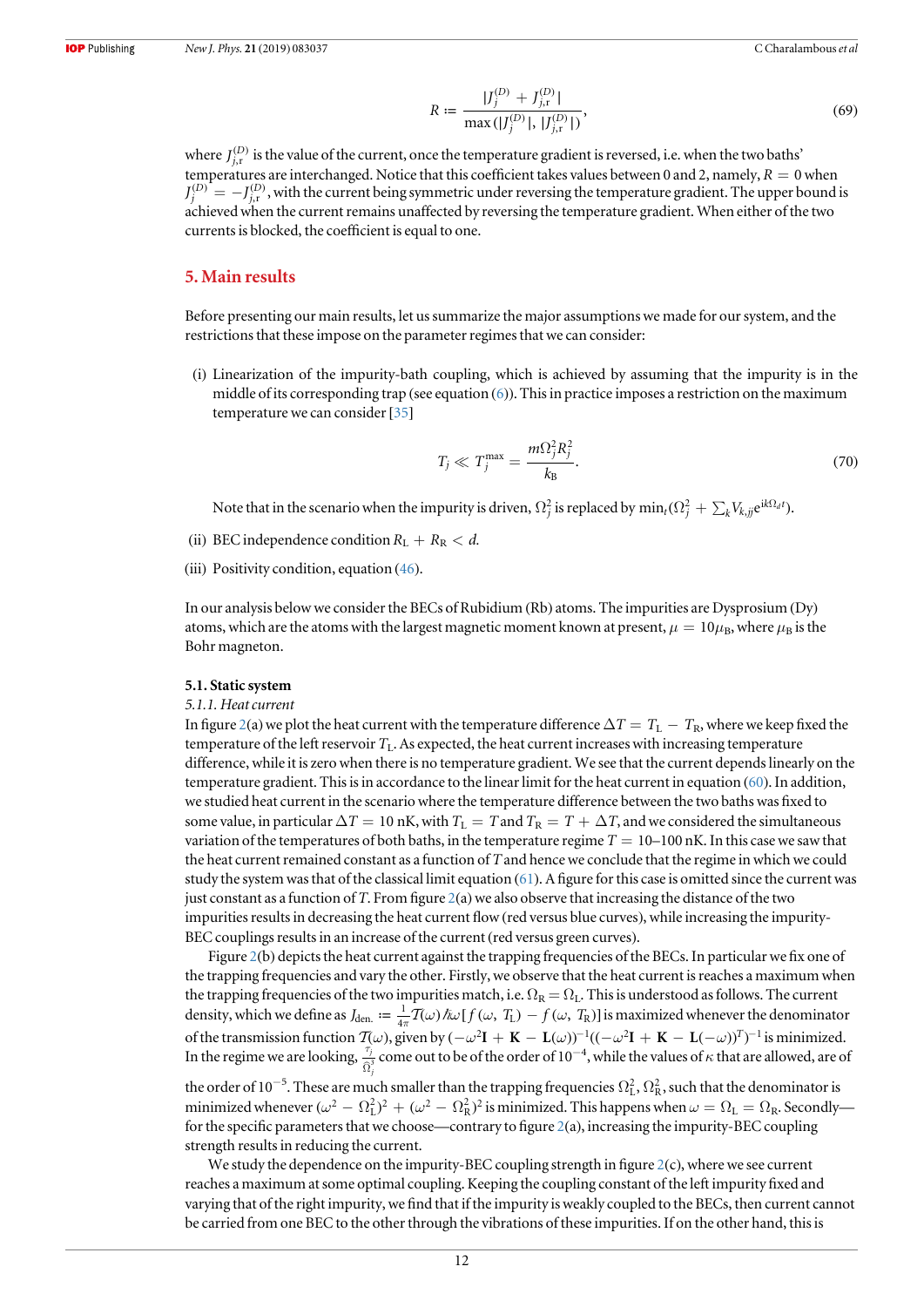$$R := \frac{|J_j^{(D)} + J_{j,r}^{(D)}|}{\max(|J_j^{(D)}|, |J_{j,r}^{(D)}|)}, \tag{69}$$

where $J_{j,r}^{(D)}$ is the value of the current, once the temperature gradient is reversed, i.e. when the two baths' temperatures are interchanged. Notice that this coefficient takes values between 0 and 2, namely, $R = 0$ when $J_j^{(D)} = -J_{j,r}^{(D)}$, with the current being symmetric under reversing the temperature gradient. The upper bound is achieved when the current remains unaffected by reversing the temperature gradient. When either of the two currents is blocked, the coefficient is equal to one.

## 5. Main results

Before presenting our main results, let us summarize the major assumptions we made for our system, and the restrictions that these impose on the parameter regimes that we can consider:

(i) Linearization of the impurity-bath coupling, which is achieved by assuming that the impurity is in the middle of its corresponding trap (see equation (6)). This in practice imposes a restriction on the maximum temperature we can consider [35]

$$T_j \ll T_j^{\max} = \frac{m\Omega_j^2 R_j^2}{k_{\mathrm{B}}}. \tag{70}$$

Note that in the scenario when the impurity is driven, $\Omega_j^2$ is replaced by $\min_t(\Omega_j^2 + \sum_k V_{k,jj} e^{ik\Omega_d t})$.

(ii) BEC independence condition $R_{\mathrm{L}} + R_{\mathrm{R}} < d$.

(iii) Positivity condition, equation (46).

In our analysis below we consider the BECs of Rubidium (Rb) atoms. The impurities are Dysprosium (Dy) atoms, which are the atoms with the largest magnetic moment known at present, $\mu = 10\mu_{\mathrm{B}}$, where $\mu_{\mathrm{B}}$ is the Bohr magneton.

### 5.1. Static system

#### 5.1.1. Heat current

In figure 2(a) we plot the heat current with the temperature difference $\Delta T = T_{\mathrm{L}} - T_{\mathrm{R}}$, where we keep fixed the temperature of the left reservoir $T_{\mathrm{L}}$. As expected, the heat current increases with increasing temperature difference, while it is zero when there is no temperature gradient. We see that the current depends linearly on the temperature gradient. This is in accordance to the linear limit for the heat current in equation (60). In addition, we studied heat current in the scenario where the temperature difference between the two baths was fixed to some value, in particular $\Delta T = 10$ nK, with $T_{\mathrm{L}} = T$ and $T_{\mathrm{R}} = T + \Delta T$, and we considered the simultaneous variation of the temperatures of both baths, in the temperature regime $T = 10$–$100$ nK. In this case we saw that the heat current remained constant as a function of $T$ and hence we conclude that the regime in which we could study the system was that of the classical limit equation (61). A figure for this case is omitted since the current was just constant as a function of $T$. From figure 2(a) we also observe that increasing the distance of the two impurities results in decreasing the heat current flow (red versus blue curves), while increasing the impurity-BEC couplings results in an increase of the current (red versus green curves).

Figure 2(b) depicts the heat current against the trapping frequencies of the BECs. In particular we fix one of the trapping frequencies and vary the other. Firstly, we observe that the heat current is reaches a maximum when the trapping frequencies of the two impurities match, i.e. $\Omega_{\mathrm{R}} = \Omega_{\mathrm{L}}$. This is understood as follows. The current density, which we define as $J_{\mathrm{den.}} := \frac{1}{4\pi}\mathcal{T}(\omega)\hbar\omega[f(\omega, T_{\mathrm{L}}) - f(\omega, T_{\mathrm{R}})]$ is maximized whenever the denominator of the transmission function $\mathcal{T}(\omega)$, given by $(-\omega^2\mathbf{I} + \mathbf{K} - \mathbf{L}(\omega))^{-1}((-\omega^2\mathbf{I} + \mathbf{K} - \mathbf{L}(-\omega))^T)^{-1}$ is minimized. In the regime we are looking, $\frac{\tau_j}{\Omega_j^3}$ come out to be of the order of $10^{-4}$, while the values of $\kappa$ that are allowed, are of the order of $10^{-5}$. These are much smaller than the trapping frequencies $\Omega_{\mathrm{L}}^2$, $\Omega_{\mathrm{R}}^2$, such that the denominator is minimized whenever $(\omega^2 - \Omega_{\mathrm{L}}^2)^2 + (\omega^2 - \Omega_{\mathrm{R}}^2)^2$ is minimized. This happens when $\omega = \Omega_{\mathrm{L}} = \Omega_{\mathrm{R}}$. Secondly—for the specific parameters that we choose—contrary to figure 2(a), increasing the impurity-BEC coupling strength results in reducing the current.

We study the dependence on the impurity-BEC coupling strength in figure 2(c), where we see current reaches a maximum at some optimal coupling. Keeping the coupling constant of the left impurity fixed and varying that of the right impurity, we find that if the impurity is weakly coupled to the BECs, then current cannot be carried from one BEC to the other through the vibrations of these impurities. If on the other hand, this is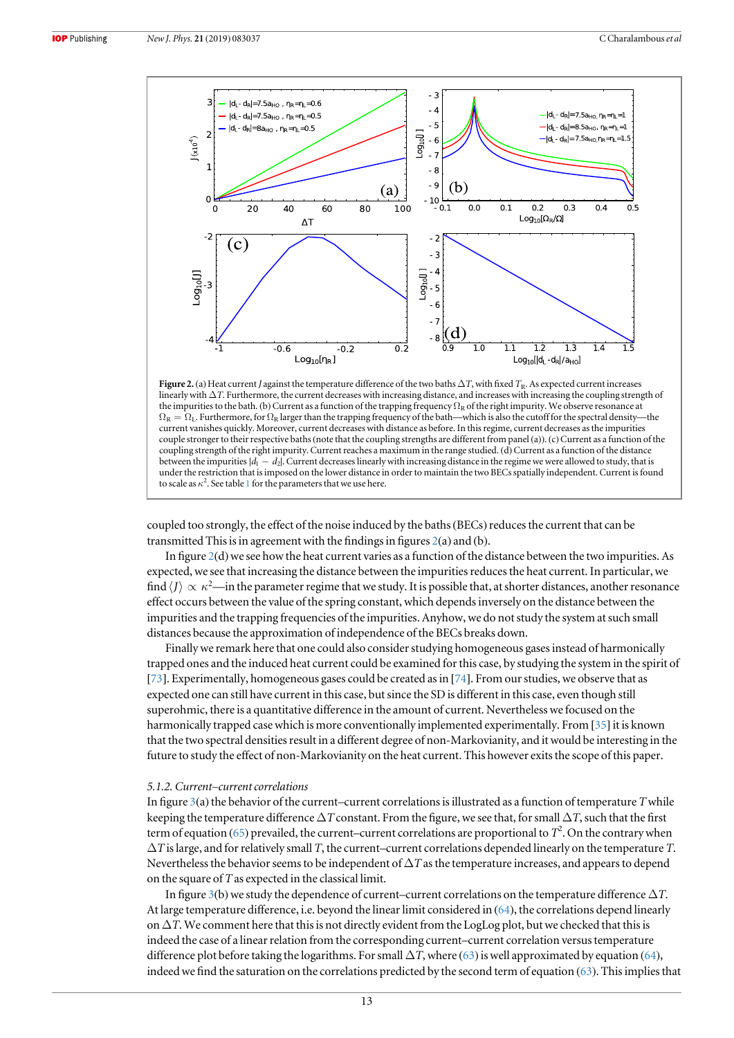**Figure 2.** (a) Heat current $J$ against the temperature difference of the two baths $\Delta T$, with fixed $T_R$. As expected current increases linearly with $\Delta T$. Furthermore, the current decreases with increasing distance, and increases with increasing the coupling strength of the impurities to the bath. (b) Current as a function of the trapping frequency $\Omega_R$ of the right impurity. We observe resonance at $\Omega_R = \Omega_L$. Furthermore, for $\Omega_R$ larger than the trapping frequency of the bath—which is also the cutoff for the spectral density—the current vanishes quickly. Moreover, current decreases with distance as before. In this regime, current decreases as the impurities couple stronger to their respective baths (note that the coupling strengths are different from panel (a)). (c) Current as a function of the coupling strength of the right impurity. Current reaches a maximum in the range studied. (d) Current as a function of the distance between the impurities $|d_l - d_2|$. Current decreases linearly with increasing distance in the regime we were allowed to study, that is under the restriction that is imposed on the lower distance in order to maintain the two BECs spatially independent. Current is found to scale as $\kappa^2$. See table 1 for the parameters that we use here.

coupled too strongly, the effect of the noise induced by the baths (BECs) reduces the current that can be transmitted This is in agreement with the findings in figures 2(a) and (b).

In figure 2(d) we see how the heat current varies as a function of the distance between the two impurities. As expected, we see that increasing the distance between the impurities reduces the heat current. In particular, we find $\langle J \rangle \propto \kappa^2$—in the parameter regime that we study. It is possible that, at shorter distances, another resonance effect occurs between the value of the spring constant, which depends inversely on the distance between the impurities and the trapping frequencies of the impurities. Anyhow, we do not study the system at such small distances because the approximation of independence of the BECs breaks down.

Finally we remark here that one could also consider studying homogeneous gases instead of harmonically trapped ones and the induced heat current could be examined for this case, by studying the system in the spirit of [73]. Experimentally, homogeneous gases could be created as in [74]. From our studies, we observe that as expected one can still have current in this case, but since the SD is different in this case, even though still superohmic, there is a quantitative difference in the amount of current. Nevertheless we focused on the harmonically trapped case which is more conventionally implemented experimentally. From [35] it is known that the two spectral densities result in a different degree of non-Markovianity, and it would be interesting in the future to study the effect of non-Markovianity on the heat current. This however exits the scope of this paper.

### 5.1.2. Current–current correlations

In figure 3(a) the behavior of the current–current correlations is illustrated as a function of temperature $T$ while keeping the temperature difference $\Delta T$ constant. From the figure, we see that, for small $\Delta T$, such that the first term of equation (65) prevailed, the current–current correlations are proportional to $T^2$. On the contrary when $\Delta T$ is large, and for relatively small $T$, the current–current correlations depended linearly on the temperature $T$. Nevertheless the behavior seems to be independent of $\Delta T$ as the temperature increases, and appears to depend on the square of $T$ as expected in the classical limit.

In figure 3(b) we study the dependence of current–current correlations on the temperature difference $\Delta T$. At large temperature difference, i.e. beyond the linear limit considered in (64), the correlations depend linearly on $\Delta T$. We comment here that this is not directly evident from the LogLog plot, but we checked that this is indeed the case of a linear relation from the corresponding current–current correlation versus temperature difference plot before taking the logarithms. For small $\Delta T$, where (63) is well approximated by equation (64), indeed we find the saturation on the correlations predicted by the second term of equation (63). This implies that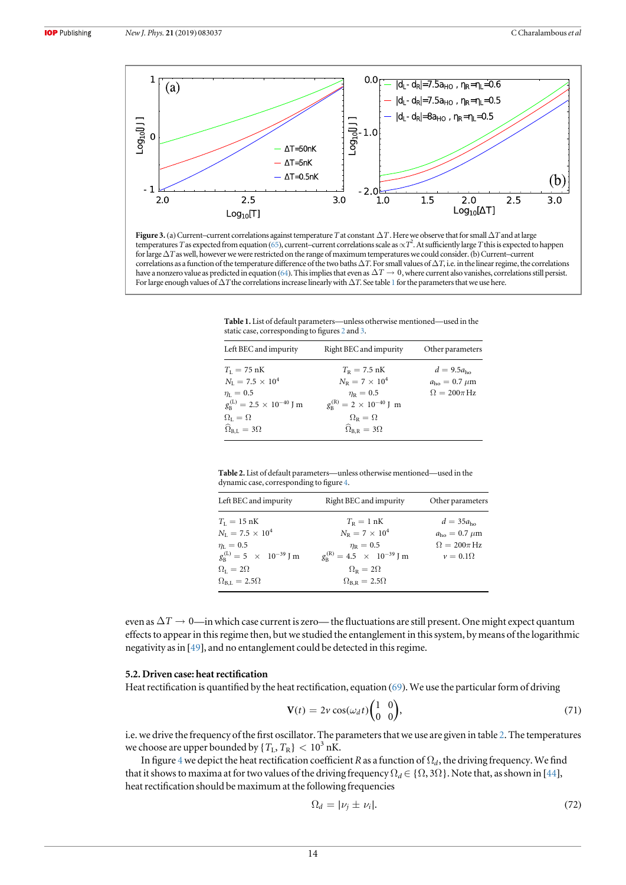**Figure 3.** (a) Current–current correlations against temperature $T$ at constant $\Delta T$. Here we observe that for small $\Delta T$ and at large temperatures $T$ as expected from equation (65), current–current correlations scale as $\propto T^2$. At sufficiently large $T$ this is expected to happen for large $\Delta T$ as well, however we were restricted on the range of maximum temperatures we could consider. (b) Current–current correlations as a function of the temperature difference of the two baths $\Delta T$. For small values of $\Delta T$, i.e. in the linear regime, the correlations have a nonzero value as predicted in equation (64). This implies that even as $\Delta T \to 0$, where current also vanishes, correlations still persist. For large enough values of $\Delta T$ the correlations increase linearly with $\Delta T$. See table 1 for the parameters that we use here.

**Table 1.** List of default parameters—unless otherwise mentioned—used in the static case, corresponding to figures 2 and 3.

| Left BEC and impurity | Right BEC and impurity | Other parameters |
|---|---|---|
| $T_{\rm L} = 75$ nK | $T_{\rm R} = 7.5$ nK | $d = 9.5 a_{\rm ho}$ |
| $N_{\rm L} = 7.5 \times 10^4$ | $N_{\rm R} = 7 \times 10^4$ | $a_{\rm ho} = 0.7\ \mu$m |
| $\eta_{\rm L} = 0.5$ | $\eta_{\rm R} = 0.5$ | $\Omega = 200\pi$ Hz |
| $g_{\rm B}^{(\rm L)} = 2.5 \times 10^{-40}$ J m | $g_{\rm B}^{(\rm R)} = 2 \times 10^{-40}$ J m | |
| $\Omega_{\rm L} = \Omega$ | $\Omega_{\rm R} = \Omega$ | |
| $\widehat{\Omega}_{\rm B,L} = 3\Omega$ | $\widehat{\Omega}_{\rm B,R} = 3\Omega$ | |

**Table 2.** List of default parameters—unless otherwise mentioned—used in the dynamic case, corresponding to figure 4.

| Left BEC and impurity | Right BEC and impurity | Other parameters |
|---|---|---|
| $T_{\rm L} = 15$ nK | $T_{\rm R} = 1$ nK | $d = 35 a_{\rm ho}$ |
| $N_{\rm L} = 7.5 \times 10^4$ | $N_{\rm R} = 7 \times 10^4$ | $a_{\rm ho} = 0.7\ \mu$m |
| $\eta_{\rm L} = 0.5$ | $\eta_{\rm R} = 0.5$ | $\Omega = 200\pi$ Hz |
| $g_{\rm B}^{(\rm L)} = 5 \times 10^{-39}$ J m | $g_{\rm B}^{(\rm R)} = 4.5 \times 10^{-39}$ J m | $\nu = 0.1\Omega$ |
| $\Omega_{\rm L} = 2\Omega$ | $\Omega_{\rm R} = 2\Omega$ | |
| $\Omega_{\rm B,L} = 2.5\Omega$ | $\Omega_{\rm B,R} = 2.5\Omega$ | |

even as $\Delta T \to 0$—in which case current is zero— the fluctuations are still present. One might expect quantum effects to appear in this regime then, but we studied the entanglement in this system, by means of the logarithmic negativity as in [49], and no entanglement could be detected in this regime.

### 5.2. Driven case: heat rectification

Heat rectification is quantified by the heat rectification, equation (69). We use the particular form of driving

$$\mathbf{V}(t) = 2\nu \cos(\omega_d t) \begin{pmatrix} 1 & 0 \\ 0 & 0 \end{pmatrix}, \tag{71}$$

i.e. we drive the frequency of the first oscillator. The parameters that we use are given in table 2. The temperatures we choose are upper bounded by $\{T_{\rm L}, T_{\rm R}\} < 10^3$ nK.

In figure 4 we depict the heat rectification coefficient $R$ as a function of $\Omega_d$, the driving frequency. We find that it shows to maxima at for two values of the driving frequency $\Omega_d \in \{\Omega, 3\Omega\}$. Note that, as shown in [44], heat rectification should be maximum at the following frequencies

$$\Omega_d = |\nu_j \pm \nu_i|. \tag{72}$$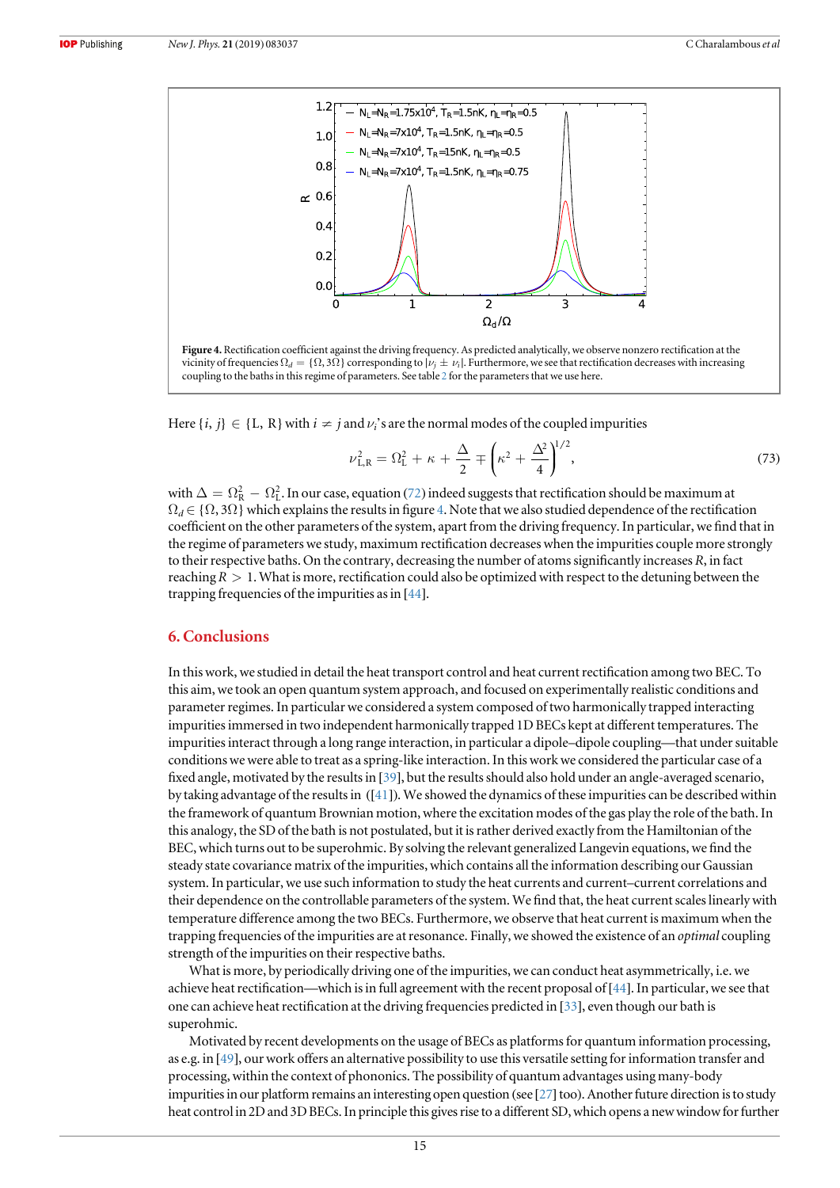Figure 4. Rectification coefficient against the driving frequency. As predicted analytically, we observe nonzero rectification at the vicinity of frequencies $\Omega_d = \{\Omega, 3\Omega\}$ corresponding to $|\nu_j \pm \nu_i|$. Furthermore, we see that rectification decreases with increasing coupling to the baths in this regime of parameters. See table 2 for the parameters that we use here.

Here $\{i, j\} \in \{\mathrm{L}, \mathrm{R}\}$ with $i \neq j$ and $\nu_i$'s are the normal modes of the coupled impurities

$$\nu_{\mathrm{L,R}}^2 = \Omega_{\mathrm{L}}^2 + \kappa + \frac{\Delta}{2} \mp \left(\kappa^2 + \frac{\Delta^2}{4}\right)^{1/2}, \tag{73}$$

with $\Delta = \Omega_{\mathrm{R}}^2 - \Omega_{\mathrm{L}}^2$. In our case, equation (72) indeed suggests that rectification should be maximum at $\Omega_d \in \{\Omega, 3\Omega\}$ which explains the results in figure 4. Note that we also studied dependence of the rectification coefficient on the other parameters of the system, apart from the driving frequency. In particular, we find that in the regime of parameters we study, maximum rectification decreases when the impurities couple more strongly to their respective baths. On the contrary, decreasing the number of atoms significantly increases $R$, in fact reaching $R > 1$. What is more, rectification could also be optimized with respect to the detuning between the trapping frequencies of the impurities as in [44].

## 6. Conclusions

In this work, we studied in detail the heat transport control and heat current rectification among two BEC. To this aim, we took an open quantum system approach, and focused on experimentally realistic conditions and parameter regimes. In particular we considered a system composed of two harmonically trapped interacting impurities immersed in two independent harmonically trapped 1D BECs kept at different temperatures. The impurities interact through a long range interaction, in particular a dipole–dipole coupling—that under suitable conditions we were able to treat as a spring-like interaction. In this work we considered the particular case of a fixed angle, motivated by the results in [39], but the results should also hold under an angle-averaged scenario, by taking advantage of the results in ([41]). We showed the dynamics of these impurities can be described within the framework of quantum Brownian motion, where the excitation modes of the gas play the role of the bath. In this analogy, the SD of the bath is not postulated, but it is rather derived exactly from the Hamiltonian of the BEC, which turns out to be superohmic. By solving the relevant generalized Langevin equations, we find the steady state covariance matrix of the impurities, which contains all the information describing our Gaussian system. In particular, we use such information to study the heat currents and current–current correlations and their dependence on the controllable parameters of the system. We find that, the heat current scales linearly with temperature difference among the two BECs. Furthermore, we observe that heat current is maximum when the trapping frequencies of the impurities are at resonance. Finally, we showed the existence of an *optimal* coupling strength of the impurities on their respective baths.

What is more, by periodically driving one of the impurities, we can conduct heat asymmetrically, i.e. we achieve heat rectification—which is in full agreement with the recent proposal of [44]. In particular, we see that one can achieve heat rectification at the driving frequencies predicted in [33], even though our bath is superohmic.

Motivated by recent developments on the usage of BECs as platforms for quantum information processing, as e.g. in [49], our work offers an alternative possibility to use this versatile setting for information transfer and processing, within the context of phononics. The possibility of quantum advantages using many-body impurities in our platform remains an interesting open question (see [27] too). Another future direction is to study heat control in 2D and 3D BECs. In principle this gives rise to a different SD, which opens a new window for further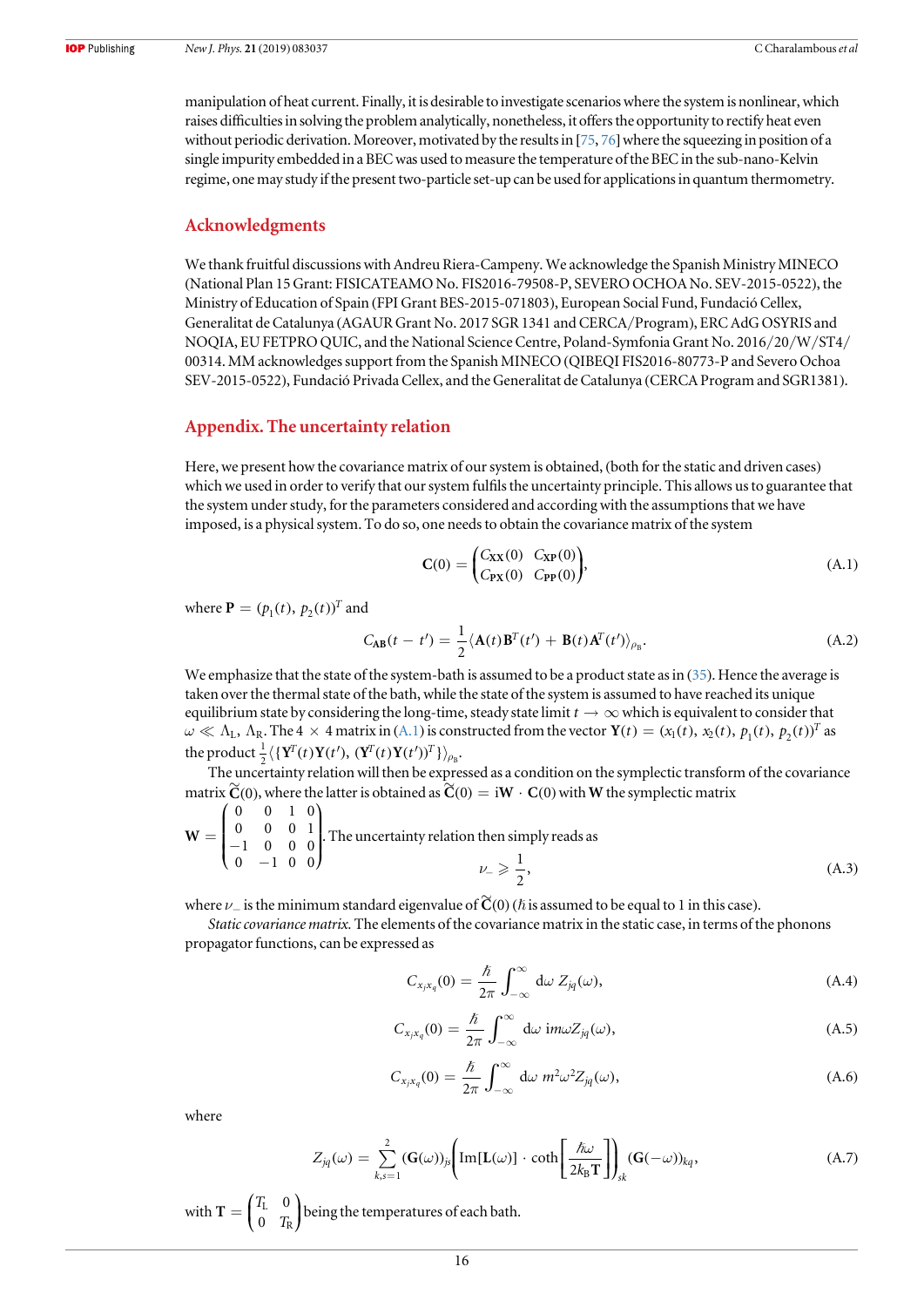manipulation of heat current. Finally, it is desirable to investigate scenarios where the system is nonlinear, which raises difficulties in solving the problem analytically, nonetheless, it offers the opportunity to rectify heat even without periodic derivation. Moreover, motivated by the results in [75, 76] where the squeezing in position of a single impurity embedded in a BEC was used to measure the temperature of the BEC in the sub-nano-Kelvin regime, one may study if the present two-particle set-up can be used for applications in quantum thermometry.

## Acknowledgments

We thank fruitful discussions with Andreu Riera-Campeny. We acknowledge the Spanish Ministry MINECO (National Plan 15 Grant: FISICATEAMO No. FIS2016-79508-P, SEVERO OCHOA No. SEV-2015-0522), the Ministry of Education of Spain (FPI Grant BES-2015-071803), European Social Fund, Fundació Cellex, Generalitat de Catalunya (AGAUR Grant No. 2017 SGR 1341 and CERCA/Program), ERC AdG OSYRIS and NOQIA, EU FETPRO QUIC, and the National Science Centre, Poland-Symfonia Grant No. 2016/20/W/ST4/00314. MM acknowledges support from the Spanish MINECO (QIBEQI FIS2016-80773-P and Severo Ochoa SEV-2015-0522), Fundació Privada Cellex, and the Generalitat de Catalunya (CERCA Program and SGR1381).

## Appendix. The uncertainty relation

Here, we present how the covariance matrix of our system is obtained, (both for the static and driven cases) which we used in order to verify that our system fulfils the uncertainty principle. This allows us to guarantee that the system under study, for the parameters considered and according with the assumptions that we have imposed, is a physical system. To do so, one needs to obtain the covariance matrix of the system

$$\mathbf{C}(0) = \begin{pmatrix} C_{\mathbf{XX}}(0) & C_{\mathbf{XP}}(0) \\ C_{\mathbf{PX}}(0) & C_{\mathbf{PP}}(0) \end{pmatrix}, \tag{A.1}$$

where $\mathbf{P} = (p_1(t),\, p_2(t))^T$ and

$$C_{\mathbf{AB}}(t - t') = \frac{1}{2}\langle \mathbf{A}(t)\mathbf{B}^T(t') + \mathbf{B}(t)\mathbf{A}^T(t')\rangle_{\rho_\mathrm{B}}. \tag{A.2}$$

We emphasize that the state of the system-bath is assumed to be a product state as in (35). Hence the average is taken over the thermal state of the bath, while the state of the system is assumed to have reached its unique equilibrium state by considering the long-time, steady state limit $t \to \infty$ which is equivalent to consider that $\omega \ll \Lambda_\mathrm{L}, \Lambda_\mathrm{R}$. The $4 \times 4$ matrix in (A.1) is constructed from the vector $\mathbf{Y}(t) = (x_1(t),\, x_2(t),\, p_1(t),\, p_2(t))^T$ as the product $\frac{1}{2}\langle\{\mathbf{Y}^T(t)\mathbf{Y}(t'),\, (\mathbf{Y}^T(t)\mathbf{Y}(t'))^T\}\rangle_{\rho_\mathrm{B}}$.

The uncertainty relation will then be expressed as a condition on the symplectic transform of the covariance matrix $\widetilde{\mathbf{C}}(0)$, where the latter is obtained as $\widetilde{\mathbf{C}}(0) = \mathrm{i}\mathbf{W} \cdot \mathbf{C}(0)$ with $\mathbf{W}$ the symplectic matrix $\mathbf{W} = \begin{pmatrix} 0 & 0 & 1 & 0 \\ 0 & 0 & 0 & 1 \\ -1 & 0 & 0 & 0 \\ 0 & -1 & 0 & 0 \end{pmatrix}$. The uncertainty relation then simply reads as

$$\nu_- \geqslant \frac{1}{2}, \tag{A.3}$$

where $\nu_-$ is the minimum standard eigenvalue of $\widetilde{\mathbf{C}}(0)$ ($\hbar$ is assumed to be equal to 1 in this case).

*Static covariance matrix.* The elements of the covariance matrix in the static case, in terms of the phonons propagator functions, can be expressed as

$$C_{x_j x_q}(0) = \frac{\hbar}{2\pi}\int_{-\infty}^{\infty} \mathrm{d}\omega\; Z_{jq}(\omega), \tag{A.4}$$

$$C_{x_j x_q}(0) = \frac{\hbar}{2\pi}\int_{-\infty}^{\infty} \mathrm{d}\omega\; \mathrm{i}m\omega Z_{jq}(\omega), \tag{A.5}$$

$$C_{x_j x_q}(0) = \frac{\hbar}{2\pi}\int_{-\infty}^{\infty} \mathrm{d}\omega\; m^2\omega^2 Z_{jq}(\omega), \tag{A.6}$$

where

$$Z_{jq}(\omega) = \sum_{k,s=1}^{2} (\mathbf{G}(\omega))_{js}\left(\mathrm{Im}[\mathbf{L}(\omega)] \cdot \coth\left[\frac{\hbar\omega}{2k_\mathrm{B}\mathbf{T}}\right]\right)_{sk} (\mathbf{G}(-\omega))_{kq}, \tag{A.7}$$

with $\mathbf{T} = \begin{pmatrix} T_\mathrm{L} & 0 \\ 0 & T_\mathrm{R} \end{pmatrix}$ being the temperatures of each bath.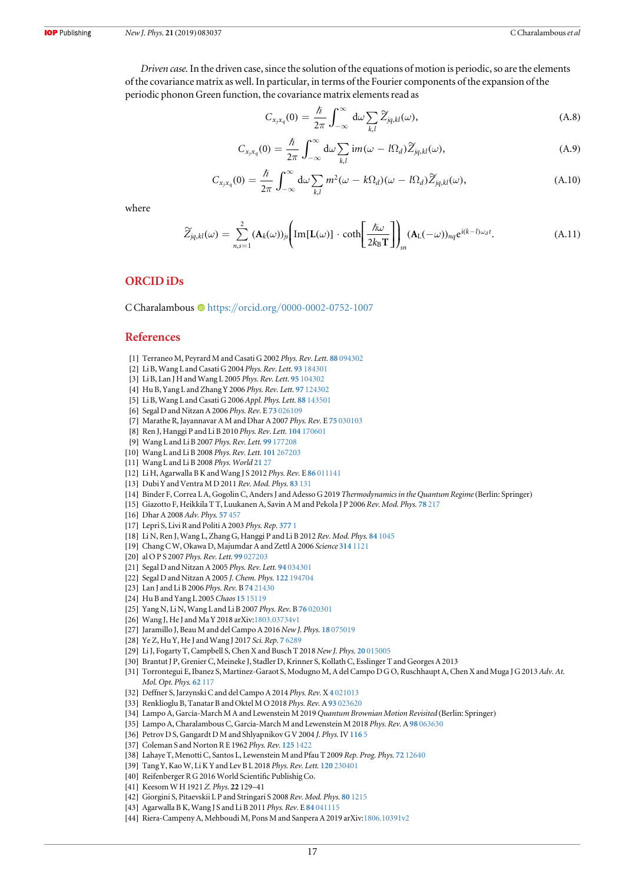*Driven case.* In the driven case, since the solution of the equations of motion is periodic, so are the elements of the covariance matrix as well. In particular, in terms of the Fourier components of the expansion of the periodic phonon Green function, the covariance matrix elements read as

$$C_{x_j x_q}(0) = \frac{\hbar}{2\pi}\int_{-\infty}^{\infty} \mathrm{d}\omega \sum_{k,l} \widetilde{Z}_{jq,kl}(\omega), \tag{A.8}$$

$$C_{x_j x_q}(0) = \frac{\hbar}{2\pi}\int_{-\infty}^{\infty} \mathrm{d}\omega \sum_{k,l} \mathrm{i}m(\omega - l\Omega_d)\widetilde{Z}_{jq,kl}(\omega), \tag{A.9}$$

$$C_{x_j x_q}(0) = \frac{\hbar}{2\pi}\int_{-\infty}^{\infty} \mathrm{d}\omega \sum_{k,l} m^2(\omega - k\Omega_d)(\omega - l\Omega_d)\widetilde{Z}_{jq,kl}(\omega), \tag{A.10}$$

where

$$\widetilde{Z}_{jq,kl}(\omega) = \sum_{n,s=1}^{2} (\mathbf{A}_k(\omega))_{js}\left(\mathrm{Im}[\mathbf{L}(\omega)] \cdot \coth\left[\frac{\hbar\omega}{2k_B\mathbf{T}}\right]\right)_{sn} (\mathbf{A}_L(-\omega))_{nq}\mathrm{e}^{\mathrm{i}(k-l)\omega_d t}. \tag{A.11}$$

## ORCID iDs

C Charalambous https://orcid.org/0000-0002-0752-1007

## References

[1] Terraneo M, Peyrard M and Casati G 2002 *Phys. Rev. Lett.* **88** 094302
[2] Li B, Wang L and Casati G 2004 *Phys. Rev. Lett.* **93** 184301
[3] Li B, Lan J H and Wang L 2005 *Phys. Rev. Lett.* **95** 104302
[4] Hu B, Yang L and Zhang Y 2006 *Phys. Rev. Lett.* **97** 124302
[5] Li B, Wang L and Casati G 2006 *Appl. Phys. Lett.* **88** 143501
[6] Segal D and Nitzan A 2006 *Phys. Rev.* E **73** 026109
[7] Marathe R, Jayannavar A M and Dhar A 2007 *Phys. Rev.* E **75** 030103
[8] Ren J, Hanggi P and Li B 2010 *Phys. Rev. Lett.* **104** 170601
[9] Wang L and Li B 2007 *Phys. Rev. Lett.* **99** 177208
[10] Wang L and Li B 2008 *Phys. Rev. Lett.* **101** 267203
[11] Wang L and Li B 2008 *Phys. World* **21** 27
[12] Li H, Agarwalla B K and Wang J S 2012 *Phys. Rev.* E **86** 011141
[13] Dubi Y and Ventra M D 2011 *Rev. Mod. Phys.* **83** 131
[14] Binder F, Correa L A, Gogolin C, Anders J and Adesso G 2019 *Thermodynamics in the Quantum Regime* (Berlin: Springer)
[15] Giazotto F, Heikkila T T, Luukanen A, Savin A M and Pekola J P 2006 *Rev. Mod. Phys.* **78** 217
[16] Dhar A 2008 *Adv. Phys.* **57** 457
[17] Lepri S, Livi R and Politi A 2003 *Phys. Rep.* **377** 1
[18] Li N, Ren J, Wang L, Zhang G, Hanggi P and Li B 2012 *Rev. Mod. Phys.* **84** 1045
[19] Chang C W, Okawa D, Majumdar A and Zettl A 2006 *Science* **314** 1121
[20] al O P S 2007 *Phys. Rev. Lett.* **99** 027203
[21] Segal D and Nitzan A 2005 *Phys. Rev. Lett.* **94** 034301
[22] Segal D and Nitzan A 2005 *J. Chem. Phys.* **122** 194704
[23] Lan J and Li B 2006 *Phys. Rev.* B **74** 21430
[24] Hu B and Yang L 2005 *Chaos* **15** 15119
[25] Yang N, Li N, Wang L and Li B 2007 *Phys. Rev.* B **76** 020301
[26] Wang J, He J and Ma Y 2018 arXiv:1803.03734v1
[27] Jaramillo J, Beau M and del Campo A 2016 *New J. Phys.* **18** 075019
[28] Ye Z, Hu Y, He J and Wang J 2017 *Sci. Rep.* **7** 6289
[29] Li J, Fogarty T, Campbell S, Chen X and Busch T 2018 *New J. Phys.* **20** 015005
[30] Brantut J P, Grenier C, Meineke J, Stadler D, Krinner S, Kollath C, Esslinger T and Georges A 2013
[31] Torrontegui E, Ibanez S, Martinez-Garaot S, Modugno M, A del Campo D G O, Ruschhaupt A, Chen X and Muga J G 2013 *Adv. At. Mol. Opt. Phys.* **62** 117
[32] Deffner S, Jarzynski C and del Campo A 2014 *Phys. Rev.* X **4** 021013
[33] Renklioglu B, Tanatar B and Oktel M O 2018 *Phys. Rev.* A **93** 023620
[34] Lampo A, García-March M A and Lewenstein M 2019 *Quantum Brownian Motion Revisited* (Berlin: Springer)
[35] Lampo A, Charalambous C, Garcia-March M and Lewenstein M 2018 *Phys. Rev.* A **98** 063630
[36] Petrov D S, Gangardt D M and Shlyapnikov G V 2004 *J. Phys.* IV **116** 5
[37] Coleman S and Norton R E 1962 *Phys. Rev.* **125** 1422
[38] Lahaye T, Menotti C, Santos L, Lewenstein M and Pfau T 2009 *Rep. Prog. Phys.* **72** 12640
[39] Tang Y, Kao W, Li K Y and Lev B L 2018 *Phys. Rev. Lett.* **120** 230401
[40] Reifenberger R G 2016 World Scientific Publishig Co.
[41] Keesom W H 1921 *Z. Phys.* **22** 129–41
[42] Giorgini S, Pitaevskii L P and Stringari S 2008 *Rev. Mod. Phys.* **80** 1215
[43] Agarwalla B K, Wang J S and Li B 2011 *Phys. Rev.* E **84** 041115
[44] Riera-Campeny A, Mehboudi M, Pons M and Sanpera A 2019 arXiv:1806.10391v2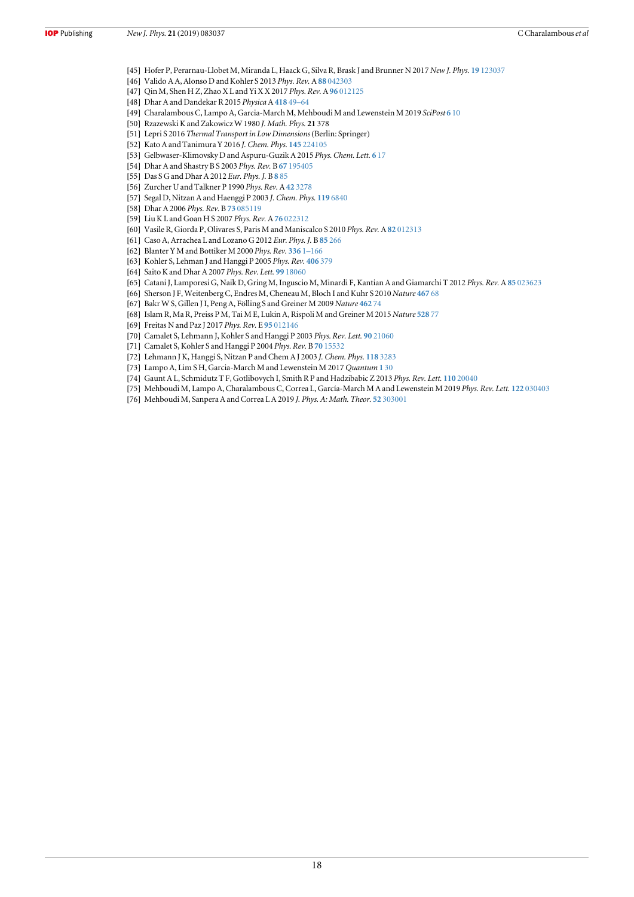[45] Hofer P, Perarnau-Llobet M, Miranda L, Haack G, Silva R, Brask J and Brunner N 2017 *New J. Phys.* **19** 123037

[46] Valido A A, Alonso D and Kohler S 2013 *Phys. Rev.* A **88** 042303

[47] Qin M, Shen H Z, Zhao X L and Yi X X 2017 *Phys. Rev.* A **96** 012125

[48] Dhar A and Dandekar R 2015 *Physica* A **418** 49–64

[49] Charalambous C, Lampo A, Garcia-March M, Mehboudi M and Lewenstein M 2019 *SciPost* **6** 10

[50] Rzazewski K and Zakowicz W 1980 *J. Math. Phys.* **21** 378

[51] Lepri S 2016 *Thermal Transport in Low Dimensions* (Berlin: Springer)

[52] Kato A and Tanimura Y 2016 *J. Chem. Phys.* **145** 224105

[53] Gelbwaser-Klimovsky D and Aspuru-Guzik A 2015 *Phys. Chem. Lett.* **6** 17

[54] Dhar A and Shastry B S 2003 *Phys. Rev.* B **67** 195405

[55] Das S G and Dhar A 2012 *Eur. Phys. J.* B **8** 85

[56] Zurcher U and Talkner P 1990 *Phys. Rev.* A **42** 3278

[57] Segal D, Nitzan A and Haenggi P 2003 *J. Chem. Phys.* **119** 6840

[58] Dhar A 2006 *Phys. Rev.* B **73** 085119

[59] Liu K L and Goan H S 2007 *Phys. Rev.* A **76** 022312

[60] Vasile R, Giorda P, Olivares S, Paris M and Maniscalco S 2010 *Phys. Rev.* A **82** 012313

[61] Caso A, Arrachea L and Lozano G 2012 *Eur. Phys. J.* B **85** 266

[62] Blanter Y M and Bottiker M 2000 *Phys. Rev.* **336** 1–166

[63] Kohler S, Lehman J and Hanggi P 2005 *Phys. Rev.* **406** 379

[64] Saito K and Dhar A 2007 *Phys. Rev. Lett.* **99** 18060

[65] Catani J, Lamporesi G, Naik D, Gring M, Inguscio M, Minardi F, Kantian A and Giamarchi T 2012 *Phys. Rev.* A **85** 023623

[66] Sherson J F, Weitenberg C, Endres M, Cheneau M, Bloch I and Kuhr S 2010 *Nature* **467** 68

[67] Bakr W S, Gillen J I, Peng A, Fölling S and Greiner M 2009 *Nature* **462** 74

[68] Islam R, Ma R, Preiss P M, Tai M E, Lukin A, Rispoli M and Greiner M 2015 *Nature* **528** 77

[69] Freitas N and Paz J 2017 *Phys. Rev.* E **95** 012146

[70] Camalet S, Lehmann J, Kohler S and Hanggi P 2003 *Phys. Rev. Lett.* **90** 21060

[71] Camalet S, Kohler S and Hanggi P 2004 *Phys. Rev.* B **70** 15532

[72] Lehmann J K, Hanggi S, Nitzan P and Chem A J 2003 *J. Chem. Phys.* **118** 3283

[73] Lampo A, Lim S H, Garcia-March M and Lewenstein M 2017 *Quantum* **1** 30

[74] Gaunt A L, Schmidutz T F, Gotlibovych I, Smith R P and Hadzibabic Z 2013 *Phys. Rev. Lett.* **110** 20040

[75] Mehboudi M, Lampo A, Charalambous C, Correa L, García-March M A and Lewenstein M 2019 *Phys. Rev. Lett.* **122** 030403

[76] Mehboudi M, Sanpera A and Correa L A 2019 *J. Phys. A: Math. Theor.* **52** 303001